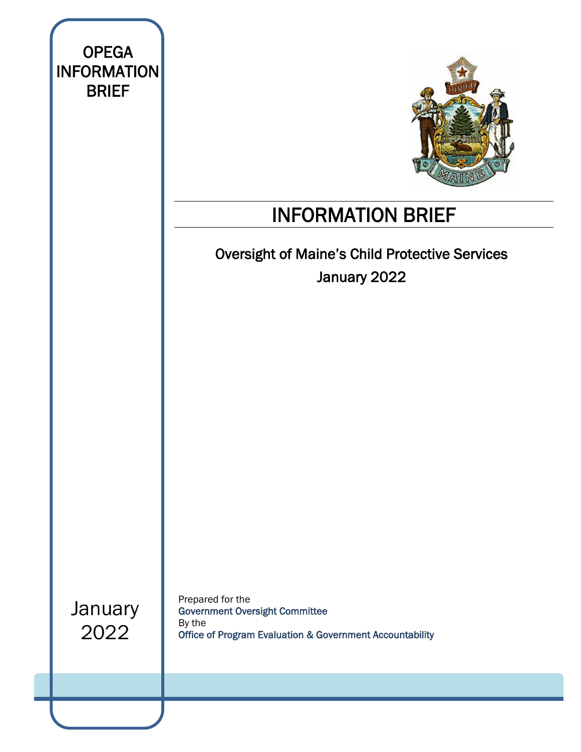OPEGA INFORMATION BRIEF

# INFORMATION BRIEF

## Oversight of Maine's Child Protective Services

January 2022

January 2022

Prepared for the
Government Oversight Committee
By the
Office of Program Evaluation & Government Accountability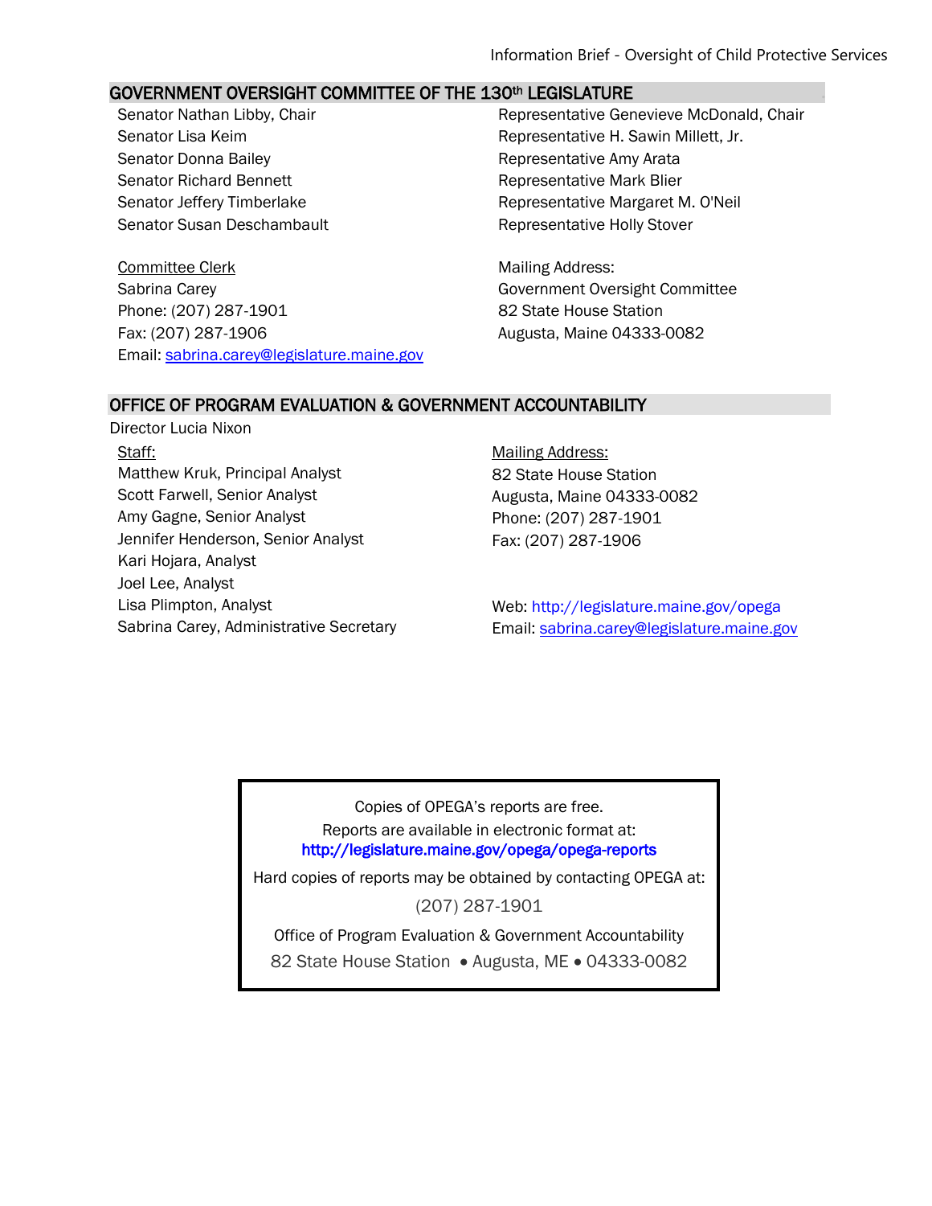## GOVERNMENT OVERSIGHT COMMITTEE OF THE 130th LEGISLATURE

Senator Nathan Libby, Chair
Senator Lisa Keim
Senator Donna Bailey
Senator Richard Bennett
Senator Jeffery Timberlake
Senator Susan Deschambault

Representative Genevieve McDonald, Chair
Representative H. Sawin Millett, Jr.
Representative Amy Arata
Representative Mark Blier
Representative Margaret M. O'Neil
Representative Holly Stover

Committee Clerk
Sabrina Carey
Phone: (207) 287-1901
Fax: (207) 287-1906
Email: sabrina.carey@legislature.maine.gov

Mailing Address:
Government Oversight Committee
82 State House Station
Augusta, Maine 04333-0082

## OFFICE OF PROGRAM EVALUATION & GOVERNMENT ACCOUNTABILITY

Director Lucia Nixon

Staff:
Matthew Kruk, Principal Analyst
Scott Farwell, Senior Analyst
Amy Gagne, Senior Analyst
Jennifer Henderson, Senior Analyst
Kari Hojara, Analyst
Joel Lee, Analyst
Lisa Plimpton, Analyst
Sabrina Carey, Administrative Secretary

Mailing Address:
82 State House Station
Augusta, Maine 04333-0082
Phone: (207) 287-1901
Fax: (207) 287-1906

Web: http://legislature.maine.gov/opega
Email: sabrina.carey@legislature.maine.gov

Copies of OPEGA's reports are free.
Reports are available in electronic format at:
**http://legislature.maine.gov/opega/opega-reports**
Hard copies of reports may be obtained by contacting OPEGA at:
(207) 287-1901
Office of Program Evaluation & Government Accountability
82 State House Station • Augusta, ME • 04333-0082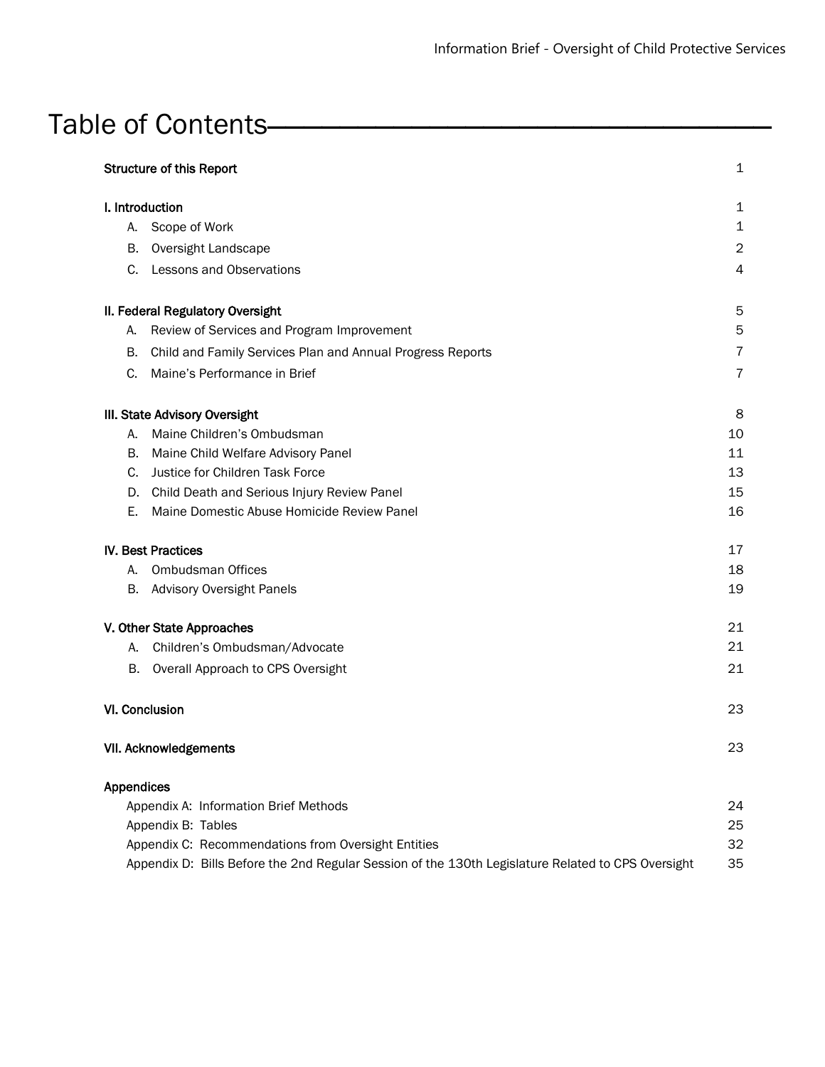# Table of Contents

| | |
|---|---|
| **Structure of this Report** | 1 |
| **I. Introduction** | 1 |
| A. Scope of Work | 1 |
| B. Oversight Landscape | 2 |
| C. Lessons and Observations | 4 |
| **II. Federal Regulatory Oversight** | 5 |
| A. Review of Services and Program Improvement | 5 |
| B. Child and Family Services Plan and Annual Progress Reports | 7 |
| C. Maine's Performance in Brief | 7 |
| **III. State Advisory Oversight** | 8 |
| A. Maine Children's Ombudsman | 10 |
| B. Maine Child Welfare Advisory Panel | 11 |
| C. Justice for Children Task Force | 13 |
| D. Child Death and Serious Injury Review Panel | 15 |
| E. Maine Domestic Abuse Homicide Review Panel | 16 |
| **IV. Best Practices** | 17 |
| A. Ombudsman Offices | 18 |
| B. Advisory Oversight Panels | 19 |
| **V. Other State Approaches** | 21 |
| A. Children's Ombudsman/Advocate | 21 |
| B. Overall Approach to CPS Oversight | 21 |
| **VI. Conclusion** | 23 |
| **VII. Acknowledgements** | 23 |
| **Appendices** | |
| Appendix A: Information Brief Methods | 24 |
| Appendix B: Tables | 25 |
| Appendix C: Recommendations from Oversight Entities | 32 |
| Appendix D: Bills Before the 2nd Regular Session of the 130th Legislature Related to CPS Oversight | 35 |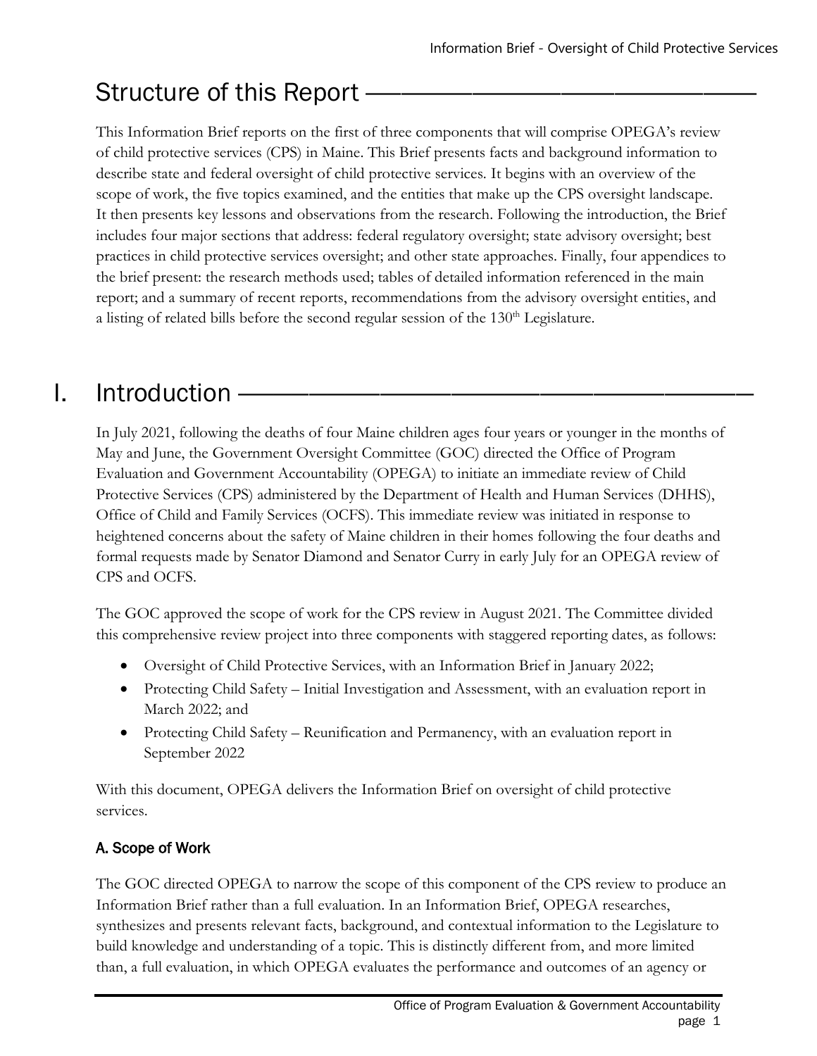# Structure of this Report

This Information Brief reports on the first of three components that will comprise OPEGA's review of child protective services (CPS) in Maine. This Brief presents facts and background information to describe state and federal oversight of child protective services. It begins with an overview of the scope of work, the five topics examined, and the entities that make up the CPS oversight landscape. It then presents key lessons and observations from the research. Following the introduction, the Brief includes four major sections that address: federal regulatory oversight; state advisory oversight; best practices in child protective services oversight; and other state approaches. Finally, four appendices to the brief present: the research methods used; tables of detailed information referenced in the main report; and a summary of recent reports, recommendations from the advisory oversight entities, and a listing of related bills before the second regular session of the 130th Legislature.

# I. Introduction

In July 2021, following the deaths of four Maine children ages four years or younger in the months of May and June, the Government Oversight Committee (GOC) directed the Office of Program Evaluation and Government Accountability (OPEGA) to initiate an immediate review of Child Protective Services (CPS) administered by the Department of Health and Human Services (DHHS), Office of Child and Family Services (OCFS). This immediate review was initiated in response to heightened concerns about the safety of Maine children in their homes following the four deaths and formal requests made by Senator Diamond and Senator Curry in early July for an OPEGA review of CPS and OCFS.

The GOC approved the scope of work for the CPS review in August 2021. The Committee divided this comprehensive review project into three components with staggered reporting dates, as follows:

- Oversight of Child Protective Services, with an Information Brief in January 2022;
- Protecting Child Safety – Initial Investigation and Assessment, with an evaluation report in March 2022; and
- Protecting Child Safety – Reunification and Permanency, with an evaluation report in September 2022

With this document, OPEGA delivers the Information Brief on oversight of child protective services.

### A. Scope of Work

The GOC directed OPEGA to narrow the scope of this component of the CPS review to produce an Information Brief rather than a full evaluation. In an Information Brief, OPEGA researches, synthesizes and presents relevant facts, background, and contextual information to the Legislature to build knowledge and understanding of a topic. This is distinctly different from, and more limited than, a full evaluation, in which OPEGA evaluates the performance and outcomes of an agency or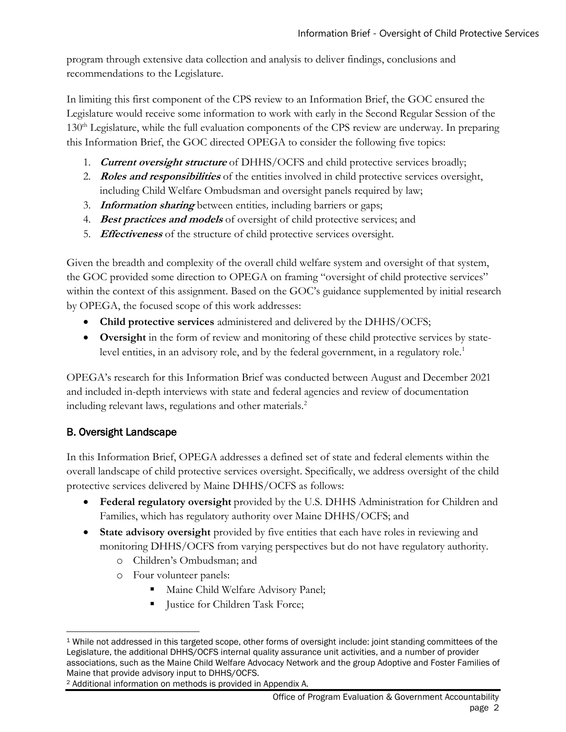program through extensive data collection and analysis to deliver findings, conclusions and recommendations to the Legislature.

In limiting this first component of the CPS review to an Information Brief, the GOC ensured the Legislature would receive some information to work with early in the Second Regular Session of the 130th Legislature, while the full evaluation components of the CPS review are underway. In preparing this Information Brief, the GOC directed OPEGA to consider the following five topics:

1. ***Current oversight structure*** of DHHS/OCFS and child protective services broadly;
2. ***Roles and responsibilities*** of the entities involved in child protective services oversight, including Child Welfare Ombudsman and oversight panels required by law;
3. ***Information sharing*** between entities, including barriers or gaps;
4. ***Best practices and models*** of oversight of child protective services; and
5. ***Effectiveness*** of the structure of child protective services oversight.

Given the breadth and complexity of the overall child welfare system and oversight of that system, the GOC provided some direction to OPEGA on framing "oversight of child protective services" within the context of this assignment. Based on the GOC's guidance supplemented by initial research by OPEGA, the focused scope of this work addresses:

- **Child protective services** administered and delivered by the DHHS/OCFS;
- **Oversight** in the form of review and monitoring of these child protective services by state-level entities, in an advisory role, and by the federal government, in a regulatory role.[1]

OPEGA's research for this Information Brief was conducted between August and December 2021 and included in-depth interviews with state and federal agencies and review of documentation including relevant laws, regulations and other materials.[2]

## B. Oversight Landscape

In this Information Brief, OPEGA addresses a defined set of state and federal elements within the overall landscape of child protective services oversight. Specifically, we address oversight of the child protective services delivered by Maine DHHS/OCFS as follows:

- **Federal regulatory oversight** provided by the U.S. DHHS Administration for Children and Families, which has regulatory authority over Maine DHHS/OCFS; and
- **State advisory oversight** provided by five entities that each have roles in reviewing and monitoring DHHS/OCFS from varying perspectives but do not have regulatory authority.
  - Children's Ombudsman; and
  - Four volunteer panels:
    - Maine Child Welfare Advisory Panel;
    - Justice for Children Task Force;

[1] While not addressed in this targeted scope, other forms of oversight include: joint standing committees of the Legislature, the additional DHHS/OCFS internal quality assurance unit activities, and a number of provider associations, such as the Maine Child Welfare Advocacy Network and the group Adoptive and Foster Families of Maine that provide advisory input to DHHS/OCFS.

[2] Additional information on methods is provided in Appendix A.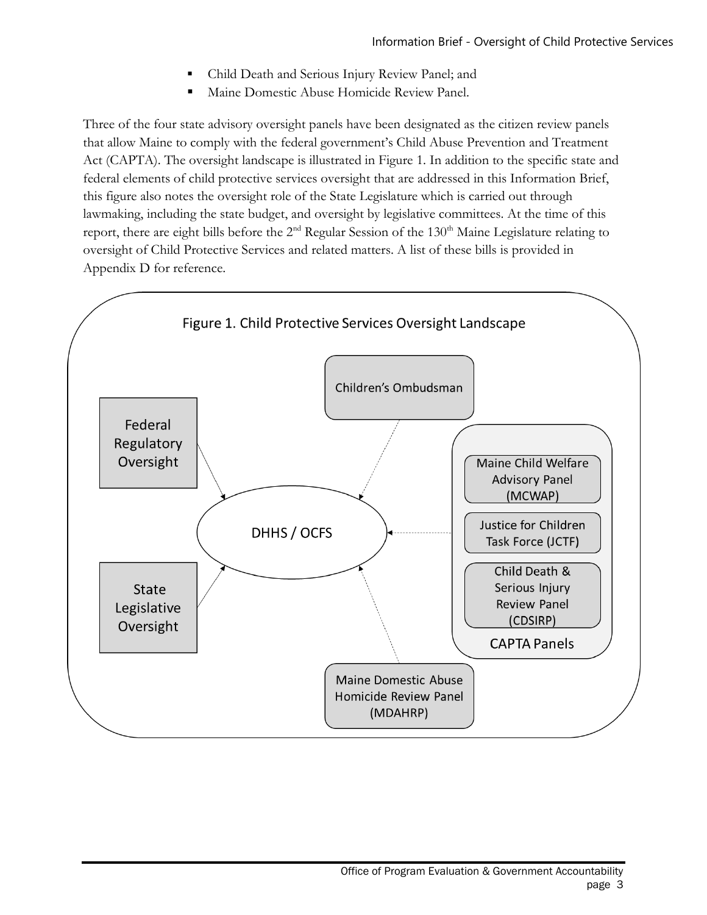- Child Death and Serious Injury Review Panel; and
- Maine Domestic Abuse Homicide Review Panel.

Three of the four state advisory oversight panels have been designated as the citizen review panels that allow Maine to comply with the federal government's Child Abuse Prevention and Treatment Act (CAPTA). The oversight landscape is illustrated in Figure 1. In addition to the specific state and federal elements of child protective services oversight that are addressed in this Information Brief, this figure also notes the oversight role of the State Legislature which is carried out through lawmaking, including the state budget, and oversight by legislative committees. At the time of this report, there are eight bills before the 2nd Regular Session of the 130th Maine Legislature relating to oversight of Child Protective Services and related matters. A list of these bills is provided in Appendix D for reference.

Figure 1. Child Protective Services Oversight Landscape

- Federal Regulatory Oversight
- State Legislative Oversight
- Children's Ombudsman
- DHHS / OCFS
- CAPTA Panels:
  - Maine Child Welfare Advisory Panel (MCWAP)
  - Justice for Children Task Force (JCTF)
  - Child Death & Serious Injury Review Panel (CDSIRP)
- Maine Domestic Abuse Homicide Review Panel (MDAHRP)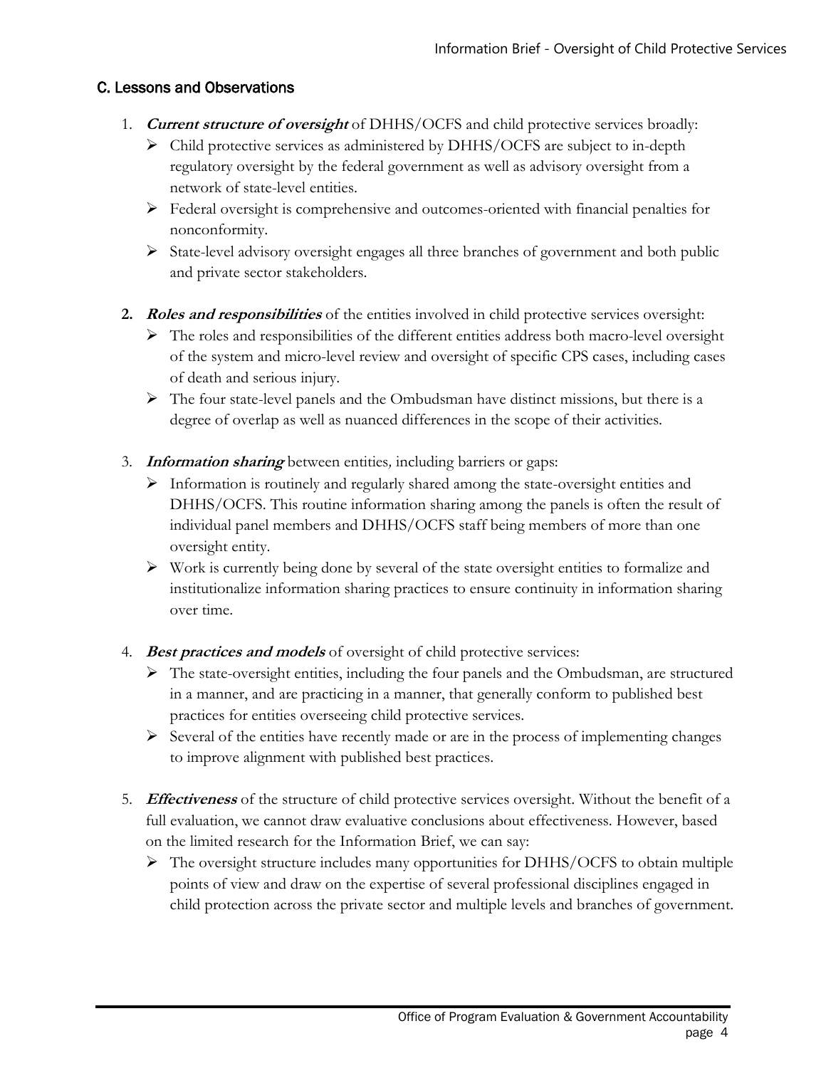## C. Lessons and Observations

1. ***Current structure of oversight*** of DHHS/OCFS and child protective services broadly:
   - Child protective services as administered by DHHS/OCFS are subject to in-depth regulatory oversight by the federal government as well as advisory oversight from a network of state-level entities.
   - Federal oversight is comprehensive and outcomes-oriented with financial penalties for nonconformity.
   - State-level advisory oversight engages all three branches of government and both public and private sector stakeholders.

2. ***Roles and responsibilities*** of the entities involved in child protective services oversight:
   - The roles and responsibilities of the different entities address both macro-level oversight of the system and micro-level review and oversight of specific CPS cases, including cases of death and serious injury.
   - The four state-level panels and the Ombudsman have distinct missions, but there is a degree of overlap as well as nuanced differences in the scope of their activities.

3. ***Information sharing*** between entities, including barriers or gaps:
   - Information is routinely and regularly shared among the state-oversight entities and DHHS/OCFS. This routine information sharing among the panels is often the result of individual panel members and DHHS/OCFS staff being members of more than one oversight entity.
   - Work is currently being done by several of the state oversight entities to formalize and institutionalize information sharing practices to ensure continuity in information sharing over time.

4. ***Best practices and models*** of oversight of child protective services:
   - The state-oversight entities, including the four panels and the Ombudsman, are structured in a manner, and are practicing in a manner, that generally conform to published best practices for entities overseeing child protective services.
   - Several of the entities have recently made or are in the process of implementing changes to improve alignment with published best practices.

5. ***Effectiveness*** of the structure of child protective services oversight. Without the benefit of a full evaluation, we cannot draw evaluative conclusions about effectiveness. However, based on the limited research for the Information Brief, we can say:
   - The oversight structure includes many opportunities for DHHS/OCFS to obtain multiple points of view and draw on the expertise of several professional disciplines engaged in child protection across the private sector and multiple levels and branches of government.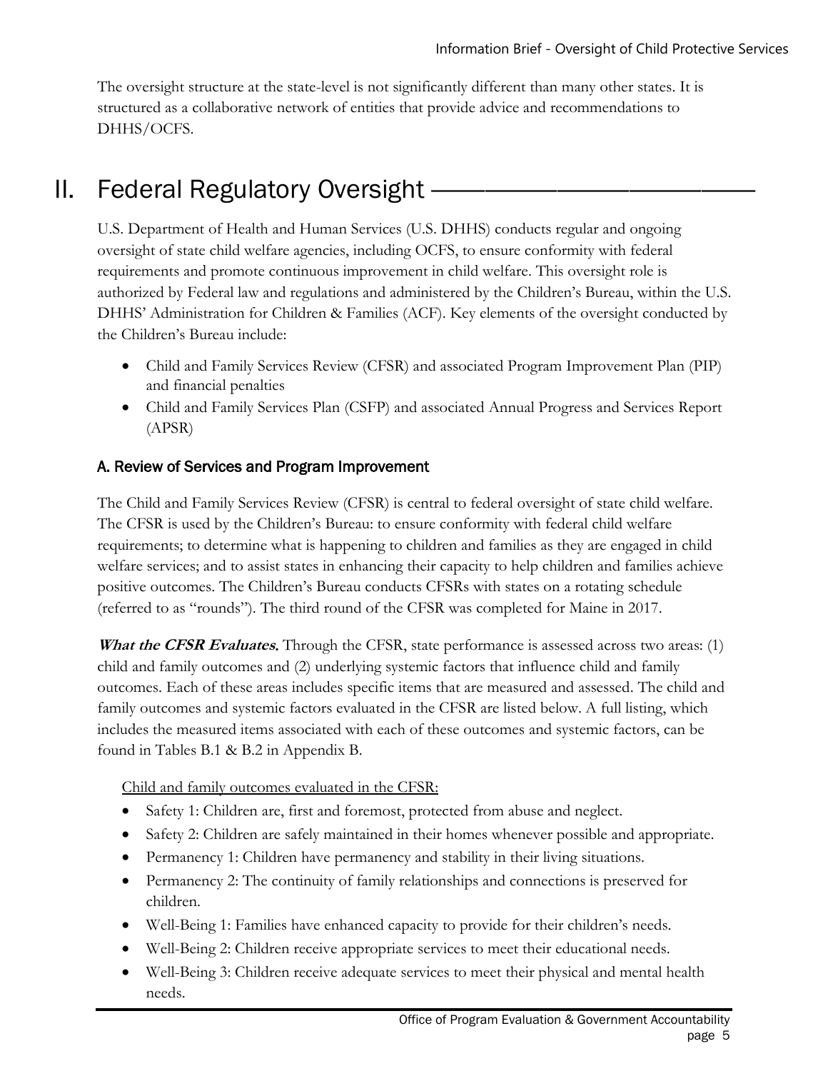The oversight structure at the state-level is not significantly different than many other states. It is structured as a collaborative network of entities that provide advice and recommendations to DHHS/OCFS.

# II. Federal Regulatory Oversight

U.S. Department of Health and Human Services (U.S. DHHS) conducts regular and ongoing oversight of state child welfare agencies, including OCFS, to ensure conformity with federal requirements and promote continuous improvement in child welfare. This oversight role is authorized by Federal law and regulations and administered by the Children's Bureau, within the U.S. DHHS' Administration for Children & Families (ACF). Key elements of the oversight conducted by the Children's Bureau include:

- Child and Family Services Review (CFSR) and associated Program Improvement Plan (PIP) and financial penalties
- Child and Family Services Plan (CSFP) and associated Annual Progress and Services Report (APSR)

## A. Review of Services and Program Improvement

The Child and Family Services Review (CFSR) is central to federal oversight of state child welfare. The CFSR is used by the Children's Bureau: to ensure conformity with federal child welfare requirements; to determine what is happening to children and families as they are engaged in child welfare services; and to assist states in enhancing their capacity to help children and families achieve positive outcomes. The Children's Bureau conducts CFSRs with states on a rotating schedule (referred to as "rounds"). The third round of the CFSR was completed for Maine in 2017.

***What the CFSR Evaluates.*** Through the CFSR, state performance is assessed across two areas: (1) child and family outcomes and (2) underlying systemic factors that influence child and family outcomes. Each of these areas includes specific items that are measured and assessed. The child and family outcomes and systemic factors evaluated in the CFSR are listed below. A full listing, which includes the measured items associated with each of these outcomes and systemic factors, can be found in Tables B.1 & B.2 in Appendix B.

<u>Child and family outcomes evaluated in the CFSR:</u>

- Safety 1: Children are, first and foremost, protected from abuse and neglect.
- Safety 2: Children are safely maintained in their homes whenever possible and appropriate.
- Permanency 1: Children have permanency and stability in their living situations.
- Permanency 2: The continuity of family relationships and connections is preserved for children.
- Well-Being 1: Families have enhanced capacity to provide for their children's needs.
- Well-Being 2: Children receive appropriate services to meet their educational needs.
- Well-Being 3: Children receive adequate services to meet their physical and mental health needs.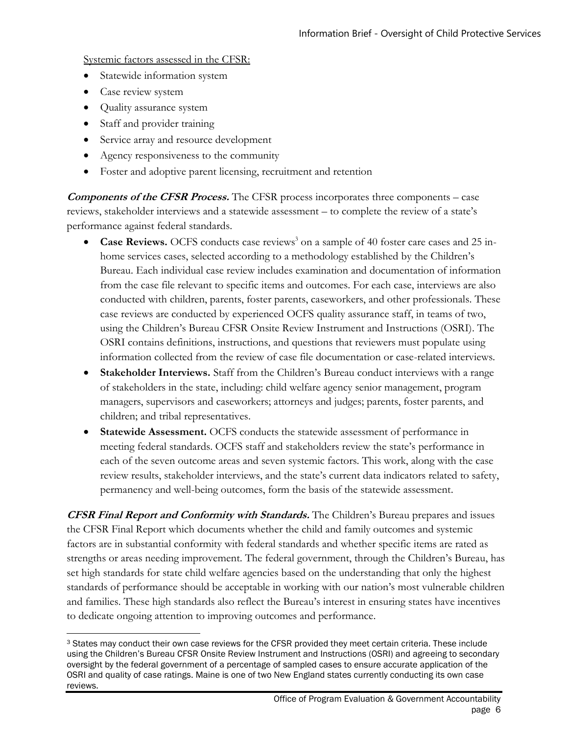Systemic factors assessed in the CFSR:

- Statewide information system
- Case review system
- Quality assurance system
- Staff and provider training
- Service array and resource development
- Agency responsiveness to the community
- Foster and adoptive parent licensing, recruitment and retention

***Components of the CFSR Process.*** The CFSR process incorporates three components – case reviews, stakeholder interviews and a statewide assessment – to complete the review of a state's performance against federal standards.

- **Case Reviews.** OCFS conducts case reviews[3] on a sample of 40 foster care cases and 25 in-home services cases, selected according to a methodology established by the Children's Bureau. Each individual case review includes examination and documentation of information from the case file relevant to specific items and outcomes. For each case, interviews are also conducted with children, parents, foster parents, caseworkers, and other professionals. These case reviews are conducted by experienced OCFS quality assurance staff, in teams of two, using the Children's Bureau CFSR Onsite Review Instrument and Instructions (OSRI). The OSRI contains definitions, instructions, and questions that reviewers must populate using information collected from the review of case file documentation or case-related interviews.
- **Stakeholder Interviews.** Staff from the Children's Bureau conduct interviews with a range of stakeholders in the state, including: child welfare agency senior management, program managers, supervisors and caseworkers; attorneys and judges; parents, foster parents, and children; and tribal representatives.
- **Statewide Assessment.** OCFS conducts the statewide assessment of performance in meeting federal standards. OCFS staff and stakeholders review the state's performance in each of the seven outcome areas and seven systemic factors. This work, along with the case review results, stakeholder interviews, and the state's current data indicators related to safety, permanency and well-being outcomes, form the basis of the statewide assessment.

***CFSR Final Report and Conformity with Standards.*** The Children's Bureau prepares and issues the CFSR Final Report which documents whether the child and family outcomes and systemic factors are in substantial conformity with federal standards and whether specific items are rated as strengths or areas needing improvement. The federal government, through the Children's Bureau, has set high standards for state child welfare agencies based on the understanding that only the highest standards of performance should be acceptable in working with our nation's most vulnerable children and families. These high standards also reflect the Bureau's interest in ensuring states have incentives to dedicate ongoing attention to improving outcomes and performance.

---

[3] States may conduct their own case reviews for the CFSR provided they meet certain criteria. These include using the Children's Bureau CFSR Onsite Review Instrument and Instructions (OSRI) and agreeing to secondary oversight by the federal government of a percentage of sampled cases to ensure accurate application of the OSRI and quality of case ratings. Maine is one of two New England states currently conducting its own case reviews.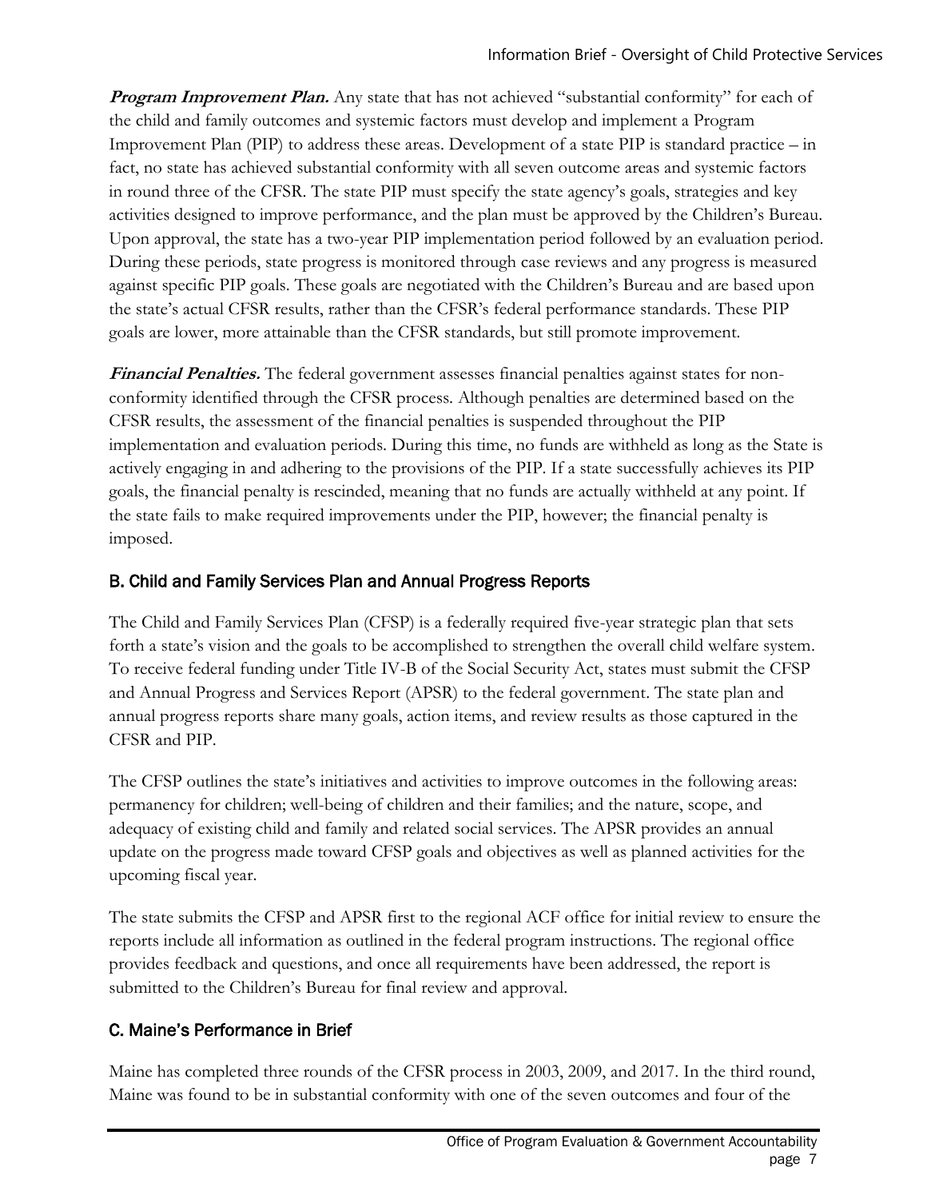***Program Improvement Plan.*** Any state that has not achieved "substantial conformity" for each of the child and family outcomes and systemic factors must develop and implement a Program Improvement Plan (PIP) to address these areas. Development of a state PIP is standard practice – in fact, no state has achieved substantial conformity with all seven outcome areas and systemic factors in round three of the CFSR. The state PIP must specify the state agency's goals, strategies and key activities designed to improve performance, and the plan must be approved by the Children's Bureau. Upon approval, the state has a two-year PIP implementation period followed by an evaluation period. During these periods, state progress is monitored through case reviews and any progress is measured against specific PIP goals. These goals are negotiated with the Children's Bureau and are based upon the state's actual CFSR results, rather than the CFSR's federal performance standards. These PIP goals are lower, more attainable than the CFSR standards, but still promote improvement.

***Financial Penalties.*** The federal government assesses financial penalties against states for non-conformity identified through the CFSR process. Although penalties are determined based on the CFSR results, the assessment of the financial penalties is suspended throughout the PIP implementation and evaluation periods. During this time, no funds are withheld as long as the State is actively engaging in and adhering to the provisions of the PIP. If a state successfully achieves its PIP goals, the financial penalty is rescinded, meaning that no funds are actually withheld at any point. If the state fails to make required improvements under the PIP, however; the financial penalty is imposed.

## B. Child and Family Services Plan and Annual Progress Reports

The Child and Family Services Plan (CFSP) is a federally required five-year strategic plan that sets forth a state's vision and the goals to be accomplished to strengthen the overall child welfare system. To receive federal funding under Title IV-B of the Social Security Act, states must submit the CFSP and Annual Progress and Services Report (APSR) to the federal government. The state plan and annual progress reports share many goals, action items, and review results as those captured in the CFSR and PIP.

The CFSP outlines the state's initiatives and activities to improve outcomes in the following areas: permanency for children; well-being of children and their families; and the nature, scope, and adequacy of existing child and family and related social services. The APSR provides an annual update on the progress made toward CFSP goals and objectives as well as planned activities for the upcoming fiscal year.

The state submits the CFSP and APSR first to the regional ACF office for initial review to ensure the reports include all information as outlined in the federal program instructions. The regional office provides feedback and questions, and once all requirements have been addressed, the report is submitted to the Children's Bureau for final review and approval.

## C. Maine's Performance in Brief

Maine has completed three rounds of the CFSR process in 2003, 2009, and 2017. In the third round, Maine was found to be in substantial conformity with one of the seven outcomes and four of the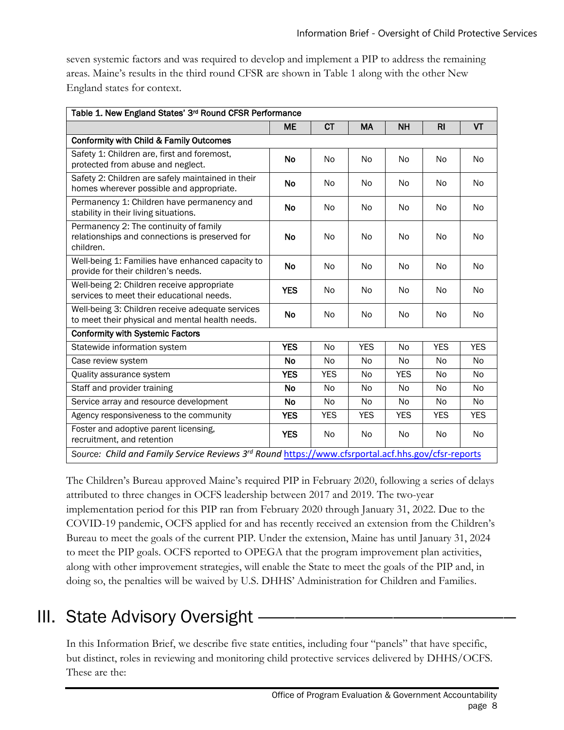seven systemic factors and was required to develop and implement a PIP to address the remaining areas. Maine's results in the third round CFSR are shown in Table 1 along with the other New England states for context.

| Table 1. New England States' 3rd Round CFSR Performance | | | | | | |
|---|---|---|---|---|---|---|
| | **ME** | **CT** | **MA** | **NH** | **RI** | **VT** |
| **Conformity with Child & Family Outcomes** | | | | | | |
| Safety 1: Children are, first and foremost, protected from abuse and neglect. | **No** | No | No | No | No | No |
| Safety 2: Children are safely maintained in their homes wherever possible and appropriate. | **No** | No | No | No | No | No |
| Permanency 1: Children have permanency and stability in their living situations. | **No** | No | No | No | No | No |
| Permanency 2: The continuity of family relationships and connections is preserved for children. | **No** | No | No | No | No | No |
| Well-being 1: Families have enhanced capacity to provide for their children's needs. | **No** | No | No | No | No | No |
| Well-being 2: Children receive appropriate services to meet their educational needs. | **YES** | No | No | No | No | No |
| Well-being 3: Children receive adequate services to meet their physical and mental health needs. | **No** | No | No | No | No | No |
| **Conformity with Systemic Factors** | | | | | | |
| Statewide information system | **YES** | No | YES | No | YES | YES |
| Case review system | **No** | No | No | No | No | No |
| Quality assurance system | **YES** | YES | No | YES | No | No |
| Staff and provider training | **No** | No | No | No | No | No |
| Service array and resource development | **No** | No | No | No | No | No |
| Agency responsiveness to the community | **YES** | YES | YES | YES | YES | YES |
| Foster and adoptive parent licensing, recruitment, and retention | **YES** | No | No | No | No | No |
| *Source: Child and Family Service Reviews 3rd Round* https://www.cfsrportal.acf.hhs.gov/cfsr-reports | | | | | | |

The Children's Bureau approved Maine's required PIP in February 2020, following a series of delays attributed to three changes in OCFS leadership between 2017 and 2019. The two-year implementation period for this PIP ran from February 2020 through January 31, 2022. Due to the COVID-19 pandemic, OCFS applied for and has recently received an extension from the Children's Bureau to meet the goals of the current PIP. Under the extension, Maine has until January 31, 2024 to meet the PIP goals. OCFS reported to OPEGA that the program improvement plan activities, along with other improvement strategies, will enable the State to meet the goals of the PIP and, in doing so, the penalties will be waived by U.S. DHHS' Administration for Children and Families.

# III. State Advisory Oversight

In this Information Brief, we describe five state entities, including four "panels" that have specific, but distinct, roles in reviewing and monitoring child protective services delivered by DHHS/OCFS. These are the: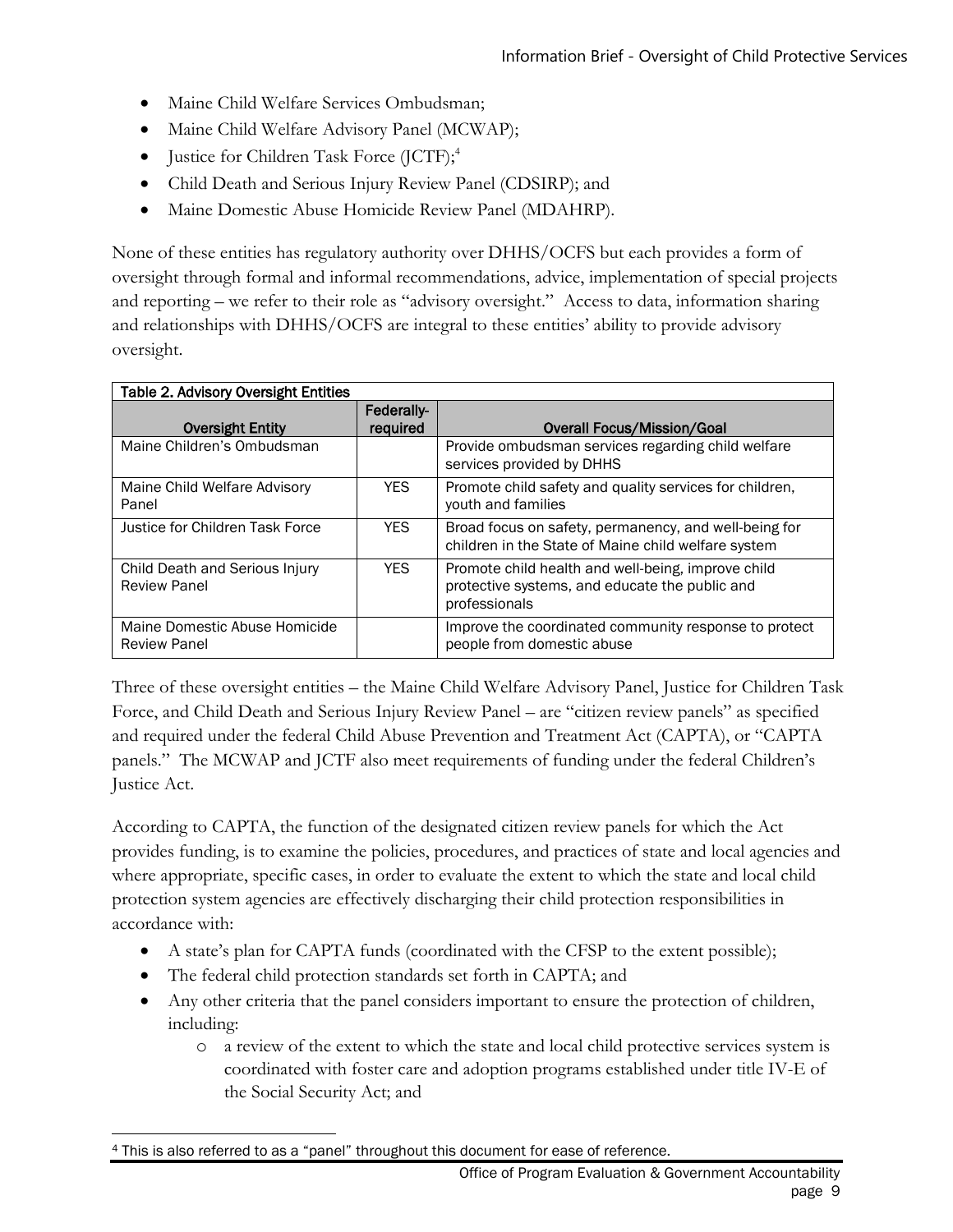- Maine Child Welfare Services Ombudsman;
- Maine Child Welfare Advisory Panel (MCWAP);
- Justice for Children Task Force (JCTF);[4]
- Child Death and Serious Injury Review Panel (CDSIRP); and
- Maine Domestic Abuse Homicide Review Panel (MDAHRP).

None of these entities has regulatory authority over DHHS/OCFS but each provides a form of oversight through formal and informal recommendations, advice, implementation of special projects and reporting – we refer to their role as "advisory oversight." Access to data, information sharing and relationships with DHHS/OCFS are integral to these entities' ability to provide advisory oversight.

**Table 2. Advisory Oversight Entities**

| Oversight Entity | Federally-required | Overall Focus/Mission/Goal |
|---|---|---|
| Maine Children's Ombudsman | | Provide ombudsman services regarding child welfare services provided by DHHS |
| Maine Child Welfare Advisory Panel | YES | Promote child safety and quality services for children, youth and families |
| Justice for Children Task Force | YES | Broad focus on safety, permanency, and well-being for children in the State of Maine child welfare system |
| Child Death and Serious Injury Review Panel | YES | Promote child health and well-being, improve child protective systems, and educate the public and professionals |
| Maine Domestic Abuse Homicide Review Panel | | Improve the coordinated community response to protect people from domestic abuse |

Three of these oversight entities – the Maine Child Welfare Advisory Panel, Justice for Children Task Force, and Child Death and Serious Injury Review Panel – are "citizen review panels" as specified and required under the federal Child Abuse Prevention and Treatment Act (CAPTA), or "CAPTA panels." The MCWAP and JCTF also meet requirements of funding under the federal Children's Justice Act.

According to CAPTA, the function of the designated citizen review panels for which the Act provides funding, is to examine the policies, procedures, and practices of state and local agencies and where appropriate, specific cases, in order to evaluate the extent to which the state and local child protection system agencies are effectively discharging their child protection responsibilities in accordance with:

- A state's plan for CAPTA funds (coordinated with the CFSP to the extent possible);
- The federal child protection standards set forth in CAPTA; and
- Any other criteria that the panel considers important to ensure the protection of children, including:
  - a review of the extent to which the state and local child protective services system is coordinated with foster care and adoption programs established under title IV-E of the Social Security Act; and

[4] This is also referred to as a "panel" throughout this document for ease of reference.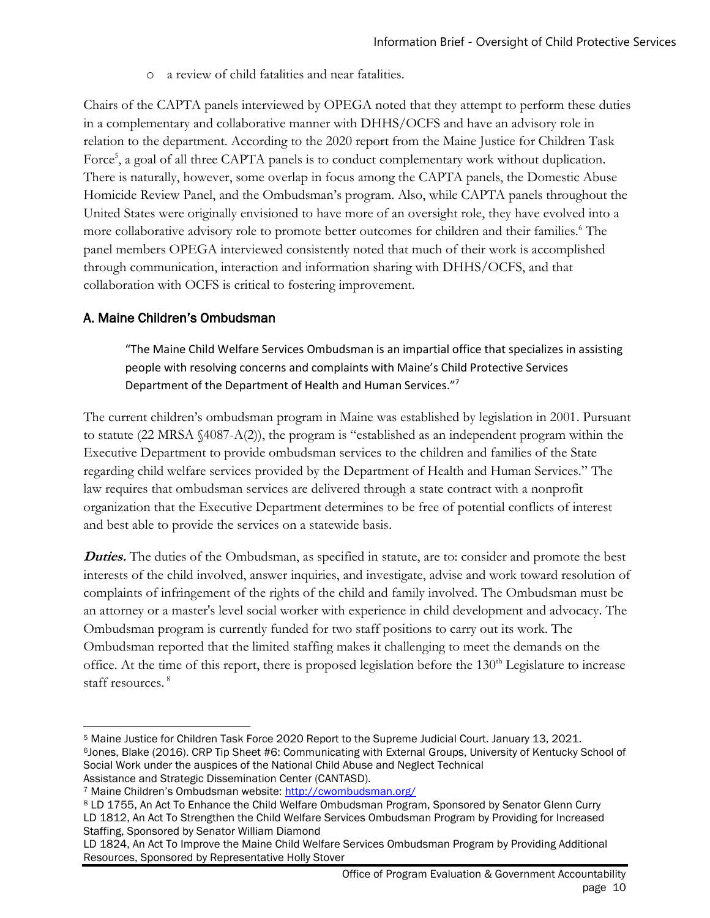- a review of child fatalities and near fatalities.

Chairs of the CAPTA panels interviewed by OPEGA noted that they attempt to perform these duties in a complementary and collaborative manner with DHHS/OCFS and have an advisory role in relation to the department. According to the 2020 report from the Maine Justice for Children Task Force[5], a goal of all three CAPTA panels is to conduct complementary work without duplication. There is naturally, however, some overlap in focus among the CAPTA panels, the Domestic Abuse Homicide Review Panel, and the Ombudsman's program. Also, while CAPTA panels throughout the United States were originally envisioned to have more of an oversight role, they have evolved into a more collaborative advisory role to promote better outcomes for children and their families.[6] The panel members OPEGA interviewed consistently noted that much of their work is accomplished through communication, interaction and information sharing with DHHS/OCFS, and that collaboration with OCFS is critical to fostering improvement.

## A. Maine Children's Ombudsman

> "The Maine Child Welfare Services Ombudsman is an impartial office that specializes in assisting people with resolving concerns and complaints with Maine's Child Protective Services Department of the Department of Health and Human Services."[7]

The current children's ombudsman program in Maine was established by legislation in 2001. Pursuant to statute (22 MRSA §4087-A(2)), the program is "established as an independent program within the Executive Department to provide ombudsman services to the children and families of the State regarding child welfare services provided by the Department of Health and Human Services." The law requires that ombudsman services are delivered through a state contract with a nonprofit organization that the Executive Department determines to be free of potential conflicts of interest and best able to provide the services on a statewide basis.

***Duties.*** The duties of the Ombudsman, as specified in statute, are to: consider and promote the best interests of the child involved, answer inquiries, and investigate, advise and work toward resolution of complaints of infringement of the rights of the child and family involved. The Ombudsman must be an attorney or a master's level social worker with experience in child development and advocacy. The Ombudsman program is currently funded for two staff positions to carry out its work. The Ombudsman reported that the limited staffing makes it challenging to meet the demands on the office. At the time of this report, there is proposed legislation before the 130th Legislature to increase staff resources.[8]

---

[5] Maine Justice for Children Task Force 2020 Report to the Supreme Judicial Court. January 13, 2021.

[6] Jones, Blake (2016). CRP Tip Sheet #6: Communicating with External Groups, University of Kentucky School of Social Work under the auspices of the National Child Abuse and Neglect Technical Assistance and Strategic Dissemination Center (CANTASD).

[7] Maine Children's Ombudsman website: http://cwombudsman.org/

[8] LD 1755, An Act To Enhance the Child Welfare Ombudsman Program, Sponsored by Senator Glenn Curry
LD 1812, An Act To Strengthen the Child Welfare Services Ombudsman Program by Providing for Increased Staffing, Sponsored by Senator William Diamond
LD 1824, An Act To Improve the Maine Child Welfare Services Ombudsman Program by Providing Additional Resources, Sponsored by Representative Holly Stover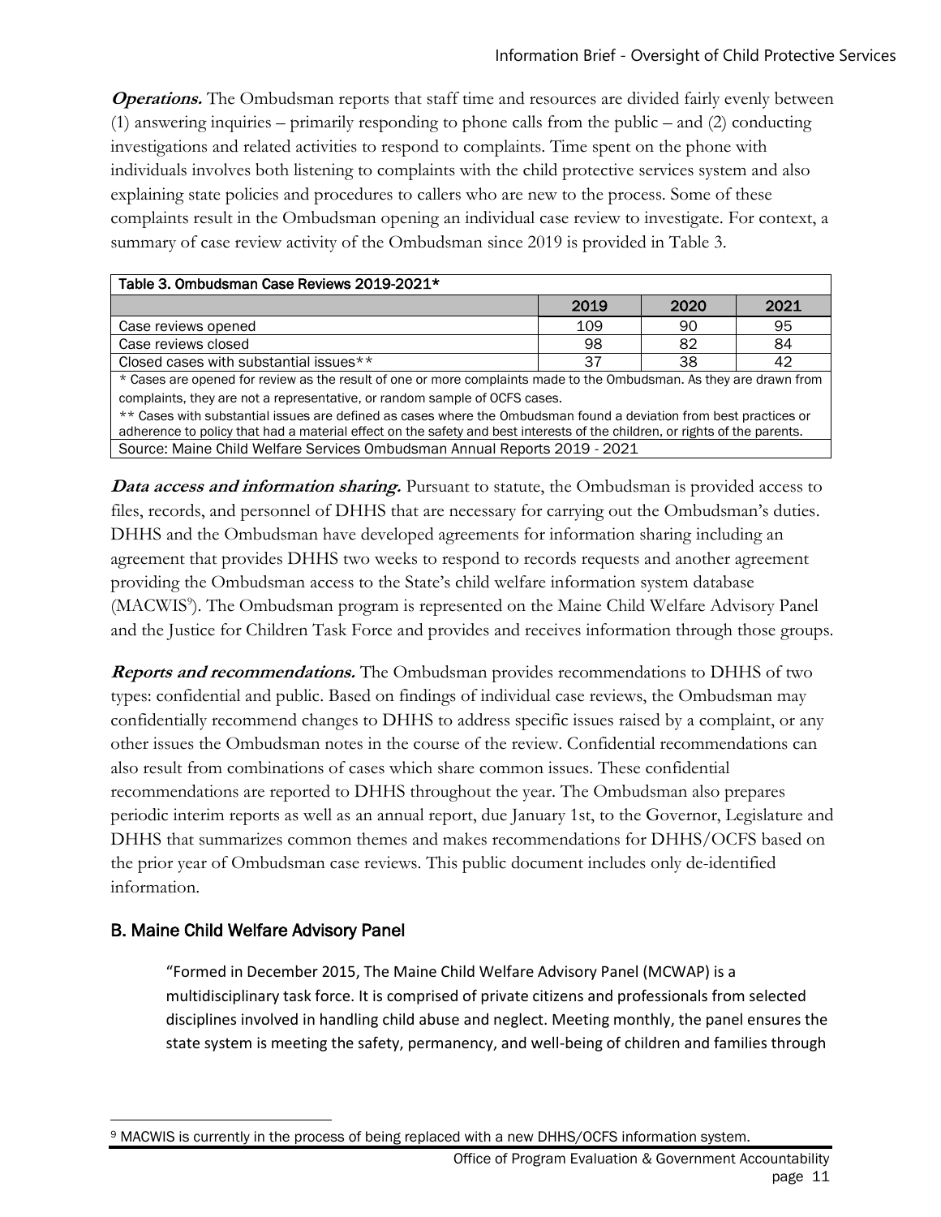***Operations.*** The Ombudsman reports that staff time and resources are divided fairly evenly between (1) answering inquiries – primarily responding to phone calls from the public – and (2) conducting investigations and related activities to respond to complaints. Time spent on the phone with individuals involves both listening to complaints with the child protective services system and also explaining state policies and procedures to callers who are new to the process. Some of these complaints result in the Ombudsman opening an individual case review to investigate. For context, a summary of case review activity of the Ombudsman since 2019 is provided in Table 3.

| Table 3. Ombudsman Case Reviews 2019-2021* | | | |
|---|---|---|---|
| | 2019 | 2020 | 2021 |
| Case reviews opened | 109 | 90 | 95 |
| Case reviews closed | 98 | 82 | 84 |
| Closed cases with substantial issues** | 37 | 38 | 42 |

\* Cases are opened for review as the result of one or more complaints made to the Ombudsman. As they are drawn from complaints, they are not a representative, or random sample of OCFS cases.

\*\* Cases with substantial issues are defined as cases where the Ombudsman found a deviation from best practices or adherence to policy that had a material effect on the safety and best interests of the children, or rights of the parents.

Source: Maine Child Welfare Services Ombudsman Annual Reports 2019 - 2021

***Data access and information sharing.*** Pursuant to statute, the Ombudsman is provided access to files, records, and personnel of DHHS that are necessary for carrying out the Ombudsman's duties. DHHS and the Ombudsman have developed agreements for information sharing including an agreement that provides DHHS two weeks to respond to records requests and another agreement providing the Ombudsman access to the State's child welfare information system database (MACWIS[9]). The Ombudsman program is represented on the Maine Child Welfare Advisory Panel and the Justice for Children Task Force and provides and receives information through those groups.

***Reports and recommendations.*** The Ombudsman provides recommendations to DHHS of two types: confidential and public. Based on findings of individual case reviews, the Ombudsman may confidentially recommend changes to DHHS to address specific issues raised by a complaint, or any other issues the Ombudsman notes in the course of the review. Confidential recommendations can also result from combinations of cases which share common issues. These confidential recommendations are reported to DHHS throughout the year. The Ombudsman also prepares periodic interim reports as well as an annual report, due January 1st, to the Governor, Legislature and DHHS that summarizes common themes and makes recommendations for DHHS/OCFS based on the prior year of Ombudsman case reviews. This public document includes only de-identified information.

## B. Maine Child Welfare Advisory Panel

> "Formed in December 2015, The Maine Child Welfare Advisory Panel (MCWAP) is a multidisciplinary task force. It is comprised of private citizens and professionals from selected disciplines involved in handling child abuse and neglect. Meeting monthly, the panel ensures the state system is meeting the safety, permanency, and well-being of children and families through

[9] MACWIS is currently in the process of being replaced with a new DHHS/OCFS information system.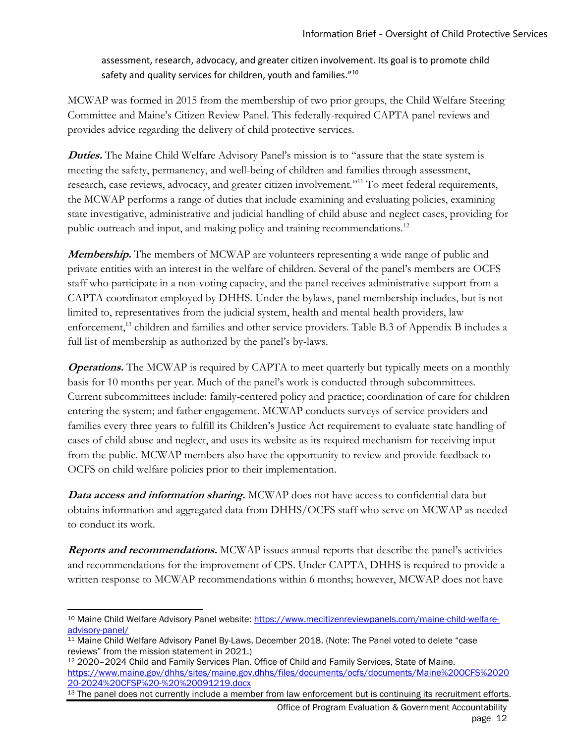assessment, research, advocacy, and greater citizen involvement. Its goal is to promote child safety and quality services for children, youth and families."[10]

MCWAP was formed in 2015 from the membership of two prior groups, the Child Welfare Steering Committee and Maine's Citizen Review Panel. This federally-required CAPTA panel reviews and provides advice regarding the delivery of child protective services.

***Duties.*** The Maine Child Welfare Advisory Panel's mission is to "assure that the state system is meeting the safety, permanency, and well-being of children and families through assessment, research, case reviews, advocacy, and greater citizen involvement."[11] To meet federal requirements, the MCWAP performs a range of duties that include examining and evaluating policies, examining state investigative, administrative and judicial handling of child abuse and neglect cases, providing for public outreach and input, and making policy and training recommendations.[12]

***Membership.*** The members of MCWAP are volunteers representing a wide range of public and private entities with an interest in the welfare of children. Several of the panel's members are OCFS staff who participate in a non-voting capacity, and the panel receives administrative support from a CAPTA coordinator employed by DHHS. Under the bylaws, panel membership includes, but is not limited to, representatives from the judicial system, health and mental health providers, law enforcement,[13] children and families and other service providers. Table B.3 of Appendix B includes a full list of membership as authorized by the panel's by-laws.

***Operations.*** The MCWAP is required by CAPTA to meet quarterly but typically meets on a monthly basis for 10 months per year. Much of the panel's work is conducted through subcommittees. Current subcommittees include: family-centered policy and practice; coordination of care for children entering the system; and father engagement. MCWAP conducts surveys of service providers and families every three years to fulfill its Children's Justice Act requirement to evaluate state handling of cases of child abuse and neglect, and uses its website as its required mechanism for receiving input from the public. MCWAP members also have the opportunity to review and provide feedback to OCFS on child welfare policies prior to their implementation.

***Data access and information sharing.*** MCWAP does not have access to confidential data but obtains information and aggregated data from DHHS/OCFS staff who serve on MCWAP as needed to conduct its work.

***Reports and recommendations.*** MCWAP issues annual reports that describe the panel's activities and recommendations for the improvement of CPS. Under CAPTA, DHHS is required to provide a written response to MCWAP recommendations within 6 months; however, MCWAP does not have

---

[10] Maine Child Welfare Advisory Panel website: https://www.mecitizenreviewpanels.com/maine-child-welfare-advisory-panel/

[11] Maine Child Welfare Advisory Panel By-Laws, December 2018. (Note: The Panel voted to delete "case reviews" from the mission statement in 2021.)

[12] 2020–2024 Child and Family Services Plan. Office of Child and Family Services, State of Maine. https://www.maine.gov/dhhs/sites/maine.gov.dhhs/files/documents/ocfs/documents/Maine%20OCFS%202020-2024%20CFSP%20-%20%20091219.docx

[13] The panel does not currently include a member from law enforcement but is continuing its recruitment efforts.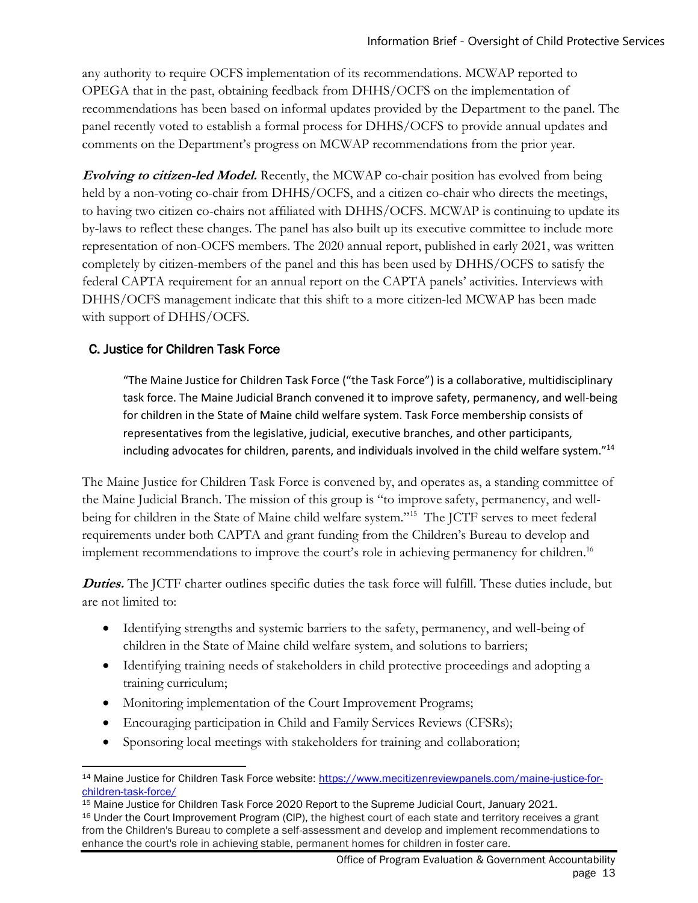any authority to require OCFS implementation of its recommendations. MCWAP reported to OPEGA that in the past, obtaining feedback from DHHS/OCFS on the implementation of recommendations has been based on informal updates provided by the Department to the panel. The panel recently voted to establish a formal process for DHHS/OCFS to provide annual updates and comments on the Department's progress on MCWAP recommendations from the prior year.

***Evolving to citizen-led Model.*** Recently, the MCWAP co-chair position has evolved from being held by a non-voting co-chair from DHHS/OCFS, and a citizen co-chair who directs the meetings, to having two citizen co-chairs not affiliated with DHHS/OCFS. MCWAP is continuing to update its by-laws to reflect these changes. The panel has also built up its executive committee to include more representation of non-OCFS members. The 2020 annual report, published in early 2021, was written completely by citizen-members of the panel and this has been used by DHHS/OCFS to satisfy the federal CAPTA requirement for an annual report on the CAPTA panels' activities. Interviews with DHHS/OCFS management indicate that this shift to a more citizen-led MCWAP has been made with support of DHHS/OCFS.

## C. Justice for Children Task Force

> "The Maine Justice for Children Task Force ("the Task Force") is a collaborative, multidisciplinary task force. The Maine Judicial Branch convened it to improve safety, permanency, and well-being for children in the State of Maine child welfare system. Task Force membership consists of representatives from the legislative, judicial, executive branches, and other participants, including advocates for children, parents, and individuals involved in the child welfare system."[14]

The Maine Justice for Children Task Force is convened by, and operates as, a standing committee of the Maine Judicial Branch. The mission of this group is "to improve safety, permanency, and well-being for children in the State of Maine child welfare system."[15] The JCTF serves to meet federal requirements under both CAPTA and grant funding from the Children's Bureau to develop and implement recommendations to improve the court's role in achieving permanency for children.[16]

***Duties.*** The JCTF charter outlines specific duties the task force will fulfill. These duties include, but are not limited to:

- Identifying strengths and systemic barriers to the safety, permanency, and well-being of children in the State of Maine child welfare system, and solutions to barriers;
- Identifying training needs of stakeholders in child protective proceedings and adopting a training curriculum;
- Monitoring implementation of the Court Improvement Programs;
- Encouraging participation in Child and Family Services Reviews (CFSRs);
- Sponsoring local meetings with stakeholders for training and collaboration;

---

[14] Maine Justice for Children Task Force website: https://www.mecitizenreviewpanels.com/maine-justice-for-children-task-force/

[15] Maine Justice for Children Task Force 2020 Report to the Supreme Judicial Court, January 2021.

[16] Under the Court Improvement Program (CIP), the highest court of each state and territory receives a grant from the Children's Bureau to complete a self-assessment and develop and implement recommendations to enhance the court's role in achieving stable, permanent homes for children in foster care.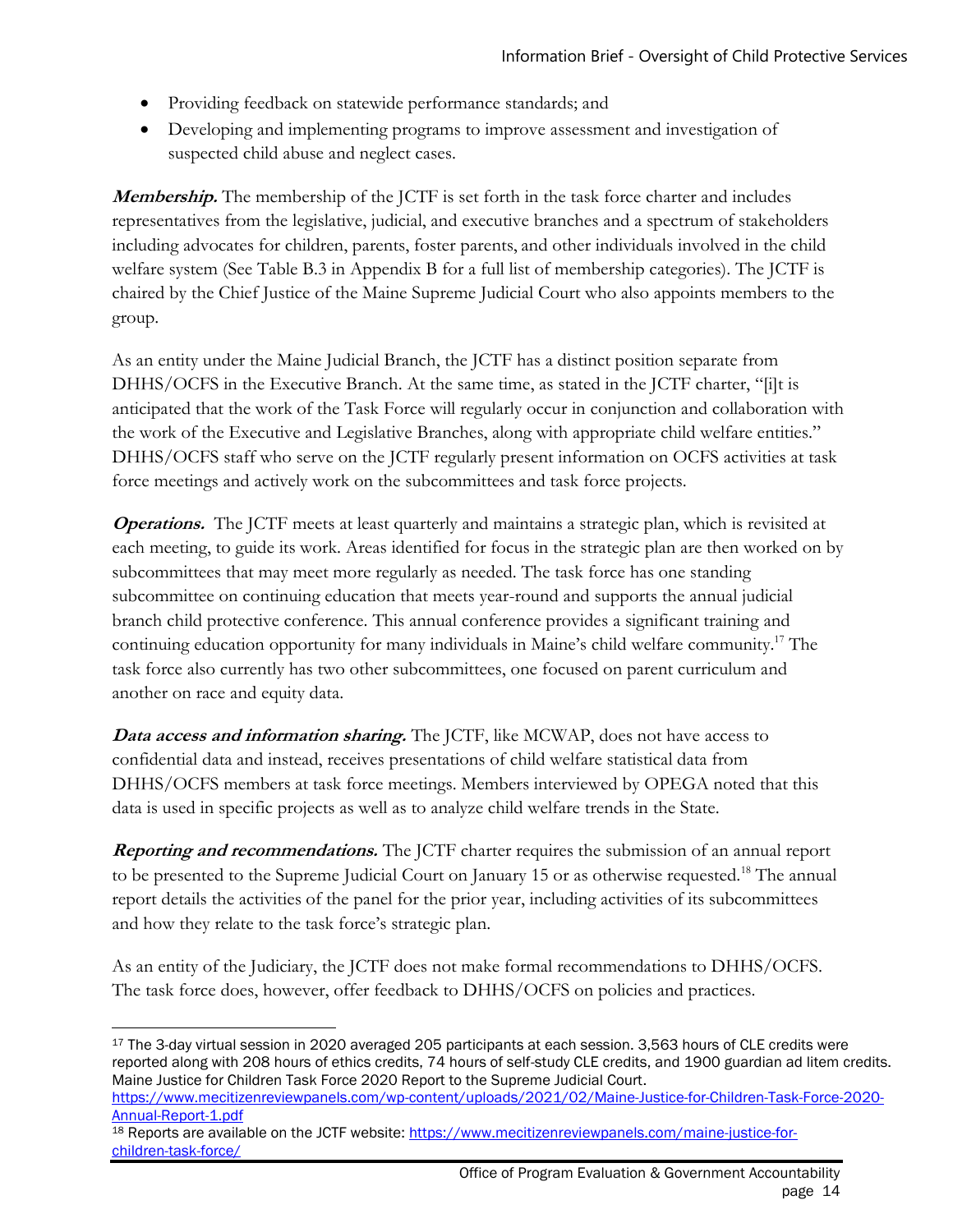- Providing feedback on statewide performance standards; and
- Developing and implementing programs to improve assessment and investigation of suspected child abuse and neglect cases.

***Membership.*** The membership of the JCTF is set forth in the task force charter and includes representatives from the legislative, judicial, and executive branches and a spectrum of stakeholders including advocates for children, parents, foster parents, and other individuals involved in the child welfare system (See Table B.3 in Appendix B for a full list of membership categories). The JCTF is chaired by the Chief Justice of the Maine Supreme Judicial Court who also appoints members to the group.

As an entity under the Maine Judicial Branch, the JCTF has a distinct position separate from DHHS/OCFS in the Executive Branch. At the same time, as stated in the JCTF charter, "[i]t is anticipated that the work of the Task Force will regularly occur in conjunction and collaboration with the work of the Executive and Legislative Branches, along with appropriate child welfare entities." DHHS/OCFS staff who serve on the JCTF regularly present information on OCFS activities at task force meetings and actively work on the subcommittees and task force projects.

***Operations.*** The JCTF meets at least quarterly and maintains a strategic plan, which is revisited at each meeting, to guide its work. Areas identified for focus in the strategic plan are then worked on by subcommittees that may meet more regularly as needed. The task force has one standing subcommittee on continuing education that meets year-round and supports the annual judicial branch child protective conference. This annual conference provides a significant training and continuing education opportunity for many individuals in Maine's child welfare community.[17] The task force also currently has two other subcommittees, one focused on parent curriculum and another on race and equity data.

***Data access and information sharing.*** The JCTF, like MCWAP, does not have access to confidential data and instead, receives presentations of child welfare statistical data from DHHS/OCFS members at task force meetings. Members interviewed by OPEGA noted that this data is used in specific projects as well as to analyze child welfare trends in the State.

***Reporting and recommendations.*** The JCTF charter requires the submission of an annual report to be presented to the Supreme Judicial Court on January 15 or as otherwise requested.[18] The annual report details the activities of the panel for the prior year, including activities of its subcommittees and how they relate to the task force's strategic plan.

As an entity of the Judiciary, the JCTF does not make formal recommendations to DHHS/OCFS. The task force does, however, offer feedback to DHHS/OCFS on policies and practices.

---

[17] The 3-day virtual session in 2020 averaged 205 participants at each session. 3,563 hours of CLE credits were reported along with 208 hours of ethics credits, 74 hours of self-study CLE credits, and 1900 guardian ad litem credits. Maine Justice for Children Task Force 2020 Report to the Supreme Judicial Court. https://www.mecitizenreviewpanels.com/wp-content/uploads/2021/02/Maine-Justice-for-Children-Task-Force-2020-Annual-Report-1.pdf

[18] Reports are available on the JCTF website: https://www.mecitizenreviewpanels.com/maine-justice-for-children-task-force/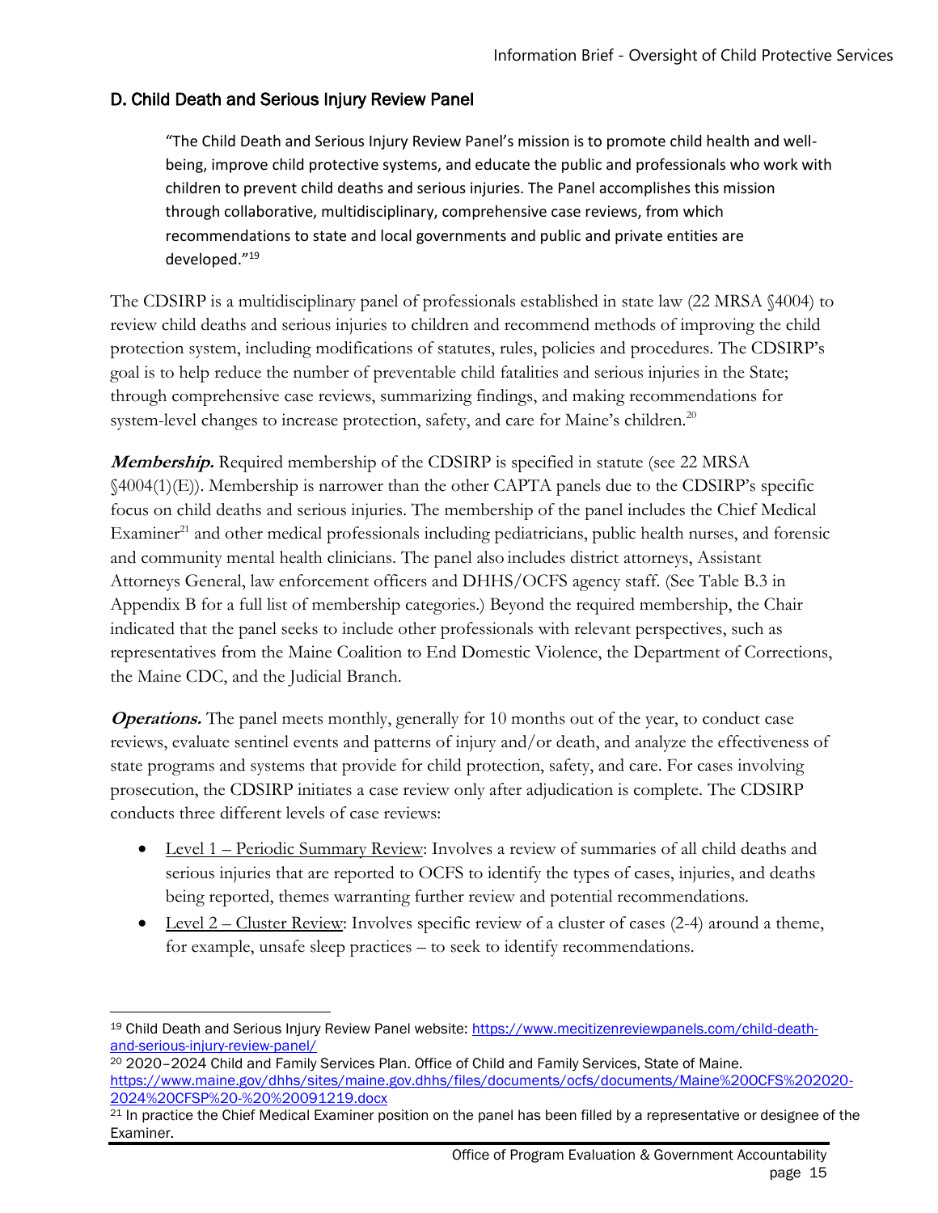### D. Child Death and Serious Injury Review Panel

> "The Child Death and Serious Injury Review Panel's mission is to promote child health and well-being, improve child protective systems, and educate the public and professionals who work with children to prevent child deaths and serious injuries. The Panel accomplishes this mission through collaborative, multidisciplinary, comprehensive case reviews, from which recommendations to state and local governments and public and private entities are developed."[19]

The CDSIRP is a multidisciplinary panel of professionals established in state law (22 MRSA §4004) to review child deaths and serious injuries to children and recommend methods of improving the child protection system, including modifications of statutes, rules, policies and procedures. The CDSIRP's goal is to help reduce the number of preventable child fatalities and serious injuries in the State; through comprehensive case reviews, summarizing findings, and making recommendations for system-level changes to increase protection, safety, and care for Maine's children.[20]

***Membership.*** Required membership of the CDSIRP is specified in statute (see 22 MRSA §4004(1)(E)). Membership is narrower than the other CAPTA panels due to the CDSIRP's specific focus on child deaths and serious injuries. The membership of the panel includes the Chief Medical Examiner[21] and other medical professionals including pediatricians, public health nurses, and forensic and community mental health clinicians. The panel also includes district attorneys, Assistant Attorneys General, law enforcement officers and DHHS/OCFS agency staff. (See Table B.3 in Appendix B for a full list of membership categories.) Beyond the required membership, the Chair indicated that the panel seeks to include other professionals with relevant perspectives, such as representatives from the Maine Coalition to End Domestic Violence, the Department of Corrections, the Maine CDC, and the Judicial Branch.

***Operations.*** The panel meets monthly, generally for 10 months out of the year, to conduct case reviews, evaluate sentinel events and patterns of injury and/or death, and analyze the effectiveness of state programs and systems that provide for child protection, safety, and care. For cases involving prosecution, the CDSIRP initiates a case review only after adjudication is complete. The CDSIRP conducts three different levels of case reviews:

- Level 1 – Periodic Summary Review: Involves a review of summaries of all child deaths and serious injuries that are reported to OCFS to identify the types of cases, injuries, and deaths being reported, themes warranting further review and potential recommendations.
- Level 2 – Cluster Review: Involves specific review of a cluster of cases (2-4) around a theme, for example, unsafe sleep practices – to seek to identify recommendations.

---

[19] Child Death and Serious Injury Review Panel website: https://www.mecitizenreviewpanels.com/child-death-and-serious-injury-review-panel/

[20] 2020–2024 Child and Family Services Plan. Office of Child and Family Services, State of Maine. https://www.maine.gov/dhhs/sites/maine.gov.dhhs/files/documents/ocfs/documents/Maine%20OCFS%202020-2024%20CFSP%20-%20%20091219.docx

[21] In practice the Chief Medical Examiner position on the panel has been filled by a representative or designee of the Examiner.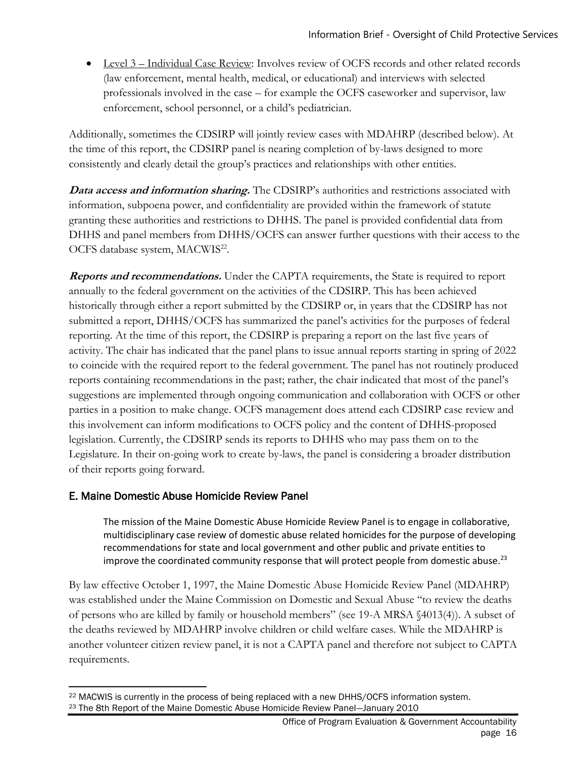- Level 3 – Individual Case Review: Involves review of OCFS records and other related records (law enforcement, mental health, medical, or educational) and interviews with selected professionals involved in the case – for example the OCFS caseworker and supervisor, law enforcement, school personnel, or a child's pediatrician.

Additionally, sometimes the CDSIRP will jointly review cases with MDAHRP (described below). At the time of this report, the CDSIRP panel is nearing completion of by-laws designed to more consistently and clearly detail the group's practices and relationships with other entities.

***Data access and information sharing.*** The CDSIRP's authorities and restrictions associated with information, subpoena power, and confidentiality are provided within the framework of statute granting these authorities and restrictions to DHHS. The panel is provided confidential data from DHHS and panel members from DHHS/OCFS can answer further questions with their access to the OCFS database system, MACWIS[22].

***Reports and recommendations.*** Under the CAPTA requirements, the State is required to report annually to the federal government on the activities of the CDSIRP. This has been achieved historically through either a report submitted by the CDSIRP or, in years that the CDSIRP has not submitted a report, DHHS/OCFS has summarized the panel's activities for the purposes of federal reporting. At the time of this report, the CDSIRP is preparing a report on the last five years of activity. The chair has indicated that the panel plans to issue annual reports starting in spring of 2022 to coincide with the required report to the federal government. The panel has not routinely produced reports containing recommendations in the past; rather, the chair indicated that most of the panel's suggestions are implemented through ongoing communication and collaboration with OCFS or other parties in a position to make change. OCFS management does attend each CDSIRP case review and this involvement can inform modifications to OCFS policy and the content of DHHS-proposed legislation. Currently, the CDSIRP sends its reports to DHHS who may pass them on to the Legislature. In their on-going work to create by-laws, the panel is considering a broader distribution of their reports going forward.

### E. Maine Domestic Abuse Homicide Review Panel

> The mission of the Maine Domestic Abuse Homicide Review Panel is to engage in collaborative, multidisciplinary case review of domestic abuse related homicides for the purpose of developing recommendations for state and local government and other public and private entities to improve the coordinated community response that will protect people from domestic abuse.[23]

By law effective October 1, 1997, the Maine Domestic Abuse Homicide Review Panel (MDAHRP) was established under the Maine Commission on Domestic and Sexual Abuse "to review the deaths of persons who are killed by family or household members" (see 19-A MRSA §4013(4)). A subset of the deaths reviewed by MDAHRP involve children or child welfare cases. While the MDAHRP is another volunteer citizen review panel, it is not a CAPTA panel and therefore not subject to CAPTA requirements.

---

[22] MACWIS is currently in the process of being replaced with a new DHHS/OCFS information system.

[23] The 8th Report of the Maine Domestic Abuse Homicide Review Panel—January 2010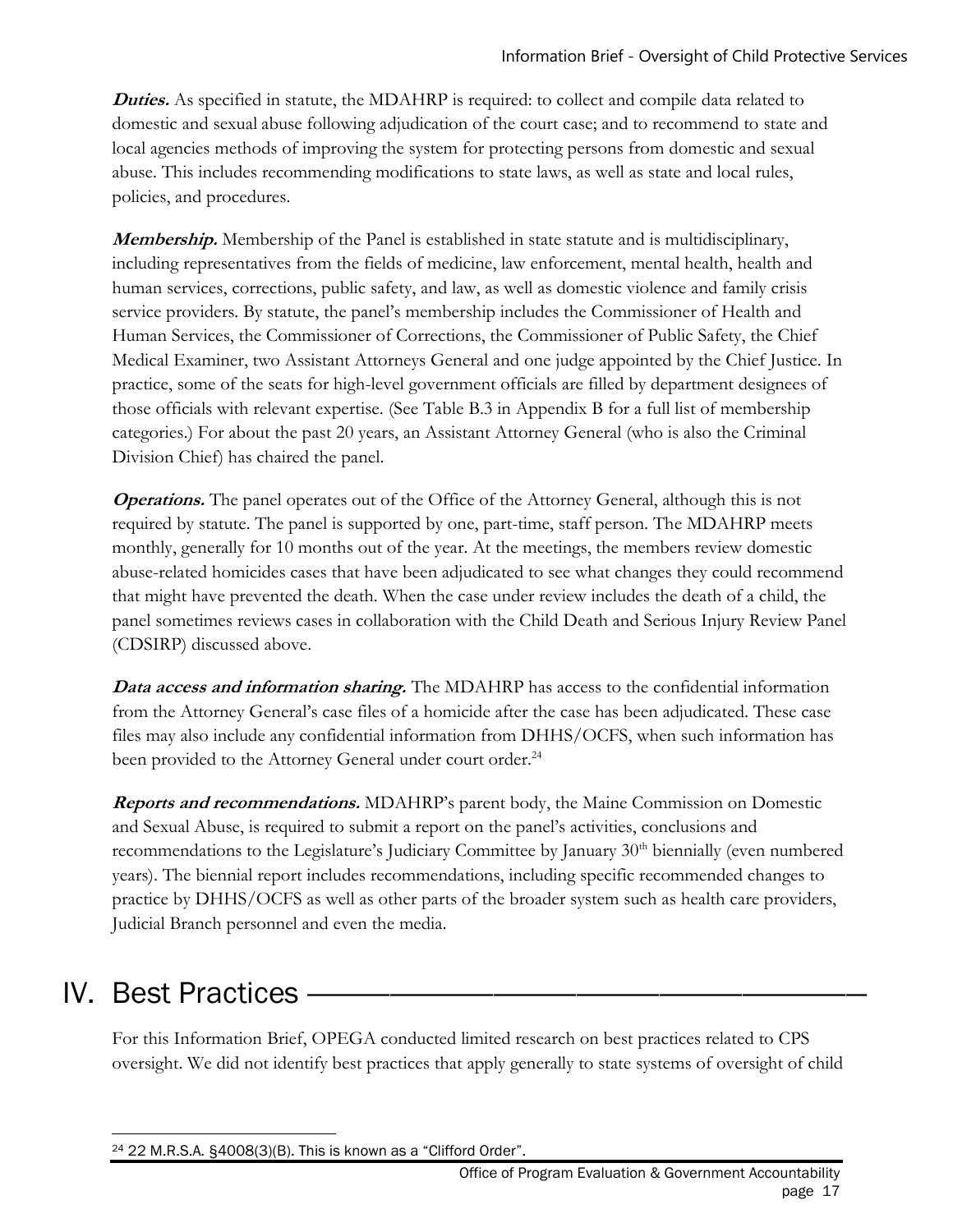***Duties.*** As specified in statute, the MDAHRP is required: to collect and compile data related to domestic and sexual abuse following adjudication of the court case; and to recommend to state and local agencies methods of improving the system for protecting persons from domestic and sexual abuse. This includes recommending modifications to state laws, as well as state and local rules, policies, and procedures.

***Membership.*** Membership of the Panel is established in state statute and is multidisciplinary, including representatives from the fields of medicine, law enforcement, mental health, health and human services, corrections, public safety, and law, as well as domestic violence and family crisis service providers. By statute, the panel's membership includes the Commissioner of Health and Human Services, the Commissioner of Corrections, the Commissioner of Public Safety, the Chief Medical Examiner, two Assistant Attorneys General and one judge appointed by the Chief Justice. In practice, some of the seats for high-level government officials are filled by department designees of those officials with relevant expertise. (See Table B.3 in Appendix B for a full list of membership categories.) For about the past 20 years, an Assistant Attorney General (who is also the Criminal Division Chief) has chaired the panel.

***Operations.*** The panel operates out of the Office of the Attorney General, although this is not required by statute. The panel is supported by one, part-time, staff person. The MDAHRP meets monthly, generally for 10 months out of the year. At the meetings, the members review domestic abuse-related homicides cases that have been adjudicated to see what changes they could recommend that might have prevented the death. When the case under review includes the death of a child, the panel sometimes reviews cases in collaboration with the Child Death and Serious Injury Review Panel (CDSIRP) discussed above.

***Data access and information sharing.*** The MDAHRP has access to the confidential information from the Attorney General's case files of a homicide after the case has been adjudicated. These case files may also include any confidential information from DHHS/OCFS, when such information has been provided to the Attorney General under court order.[24]

***Reports and recommendations.*** MDAHRP's parent body, the Maine Commission on Domestic and Sexual Abuse, is required to submit a report on the panel's activities, conclusions and recommendations to the Legislature's Judiciary Committee by January 30th biennially (even numbered years). The biennial report includes recommendations, including specific recommended changes to practice by DHHS/OCFS as well as other parts of the broader system such as health care providers, Judicial Branch personnel and even the media.

# IV. Best Practices

For this Information Brief, OPEGA conducted limited research on best practices related to CPS oversight. We did not identify best practices that apply generally to state systems of oversight of child

---

[24] 22 M.R.S.A. §4008(3)(B). This is known as a "Clifford Order".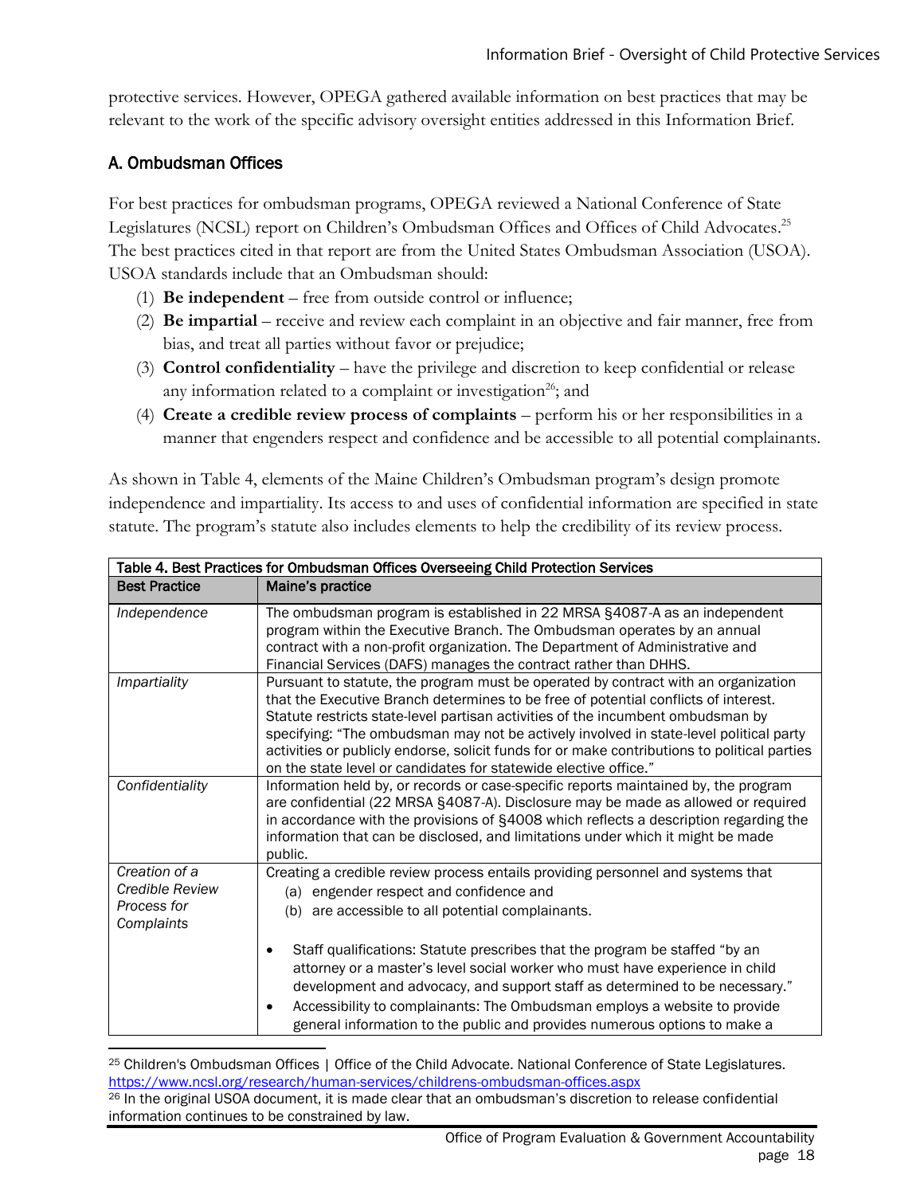protective services. However, OPEGA gathered available information on best practices that may be relevant to the work of the specific advisory oversight entities addressed in this Information Brief.

### A. Ombudsman Offices

For best practices for ombudsman programs, OPEGA reviewed a National Conference of State Legislatures (NCSL) report on Children's Ombudsman Offices and Offices of Child Advocates.[25] The best practices cited in that report are from the United States Ombudsman Association (USOA). USOA standards include that an Ombudsman should:

1. **Be independent** – free from outside control or influence;
2. **Be impartial** – receive and review each complaint in an objective and fair manner, free from bias, and treat all parties without favor or prejudice;
3. **Control confidentiality** – have the privilege and discretion to keep confidential or release any information related to a complaint or investigation[26]; and
4. **Create a credible review process of complaints** – perform his or her responsibilities in a manner that engenders respect and confidence and be accessible to all potential complainants.

As shown in Table 4, elements of the Maine Children's Ombudsman program's design promote independence and impartiality. Its access to and uses of confidential information are specified in state statute. The program's statute also includes elements to help the credibility of its review process.

**Table 4. Best Practices for Ombudsman Offices Overseeing Child Protection Services**

| Best Practice | Maine's practice |
|---|---|
| *Independence* | The ombudsman program is established in 22 MRSA §4087-A as an independent program within the Executive Branch. The Ombudsman operates by an annual contract with a non-profit organization. The Department of Administrative and Financial Services (DAFS) manages the contract rather than DHHS. |
| *Impartiality* | Pursuant to statute, the program must be operated by contract with an organization that the Executive Branch determines to be free of potential conflicts of interest. Statute restricts state-level partisan activities of the incumbent ombudsman by specifying: "The ombudsman may not be actively involved in state-level political party activities or publicly endorse, solicit funds for or make contributions to political parties on the state level or candidates for statewide elective office." |
| *Confidentiality* | Information held by, or records or case-specific reports maintained by, the program are confidential (22 MRSA §4087-A). Disclosure may be made as allowed or required in accordance with the provisions of §4008 which reflects a description regarding the information that can be disclosed, and limitations under which it might be made public. |
| *Creation of a Credible Review Process for Complaints* | Creating a credible review process entails providing personnel and systems that (a) engender respect and confidence and (b) are accessible to all potential complainants.<br><br>• Staff qualifications: Statute prescribes that the program be staffed "by an attorney or a master's level social worker who must have experience in child development and advocacy, and support staff as determined to be necessary."<br>• Accessibility to complainants: The Ombudsman employs a website to provide general information to the public and provides numerous options to make a |

[25] Children's Ombudsman Offices | Office of the Child Advocate. National Conference of State Legislatures. https://www.ncsl.org/research/human-services/childrens-ombudsman-offices.aspx

[26] In the original USOA document, it is made clear that an ombudsman's discretion to release confidential information continues to be constrained by law.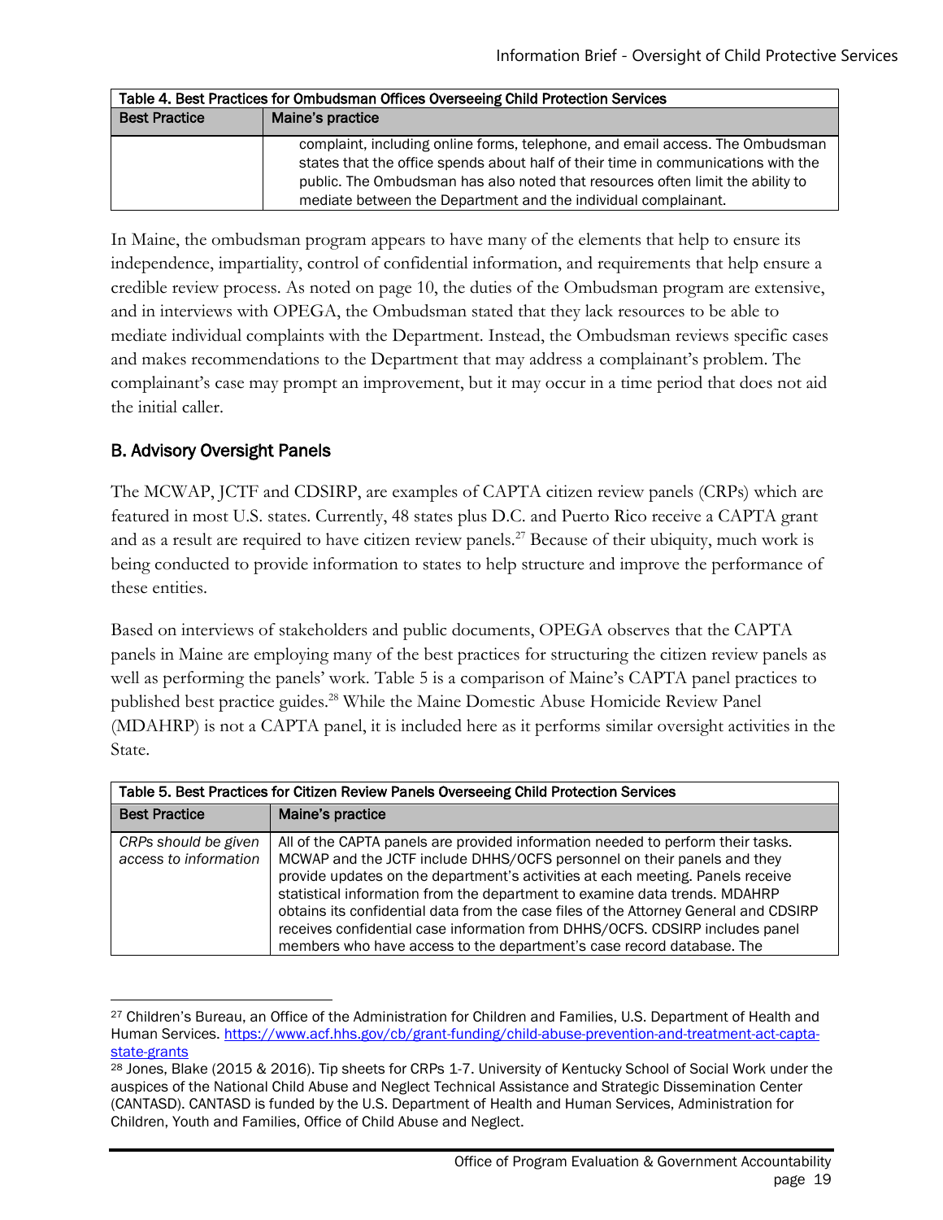| Table 4. Best Practices for Ombudsman Offices Overseeing Child Protection Services | |
|---|---|
| **Best Practice** | **Maine's practice** |
| | complaint, including online forms, telephone, and email access. The Ombudsman states that the office spends about half of their time in communications with the public. The Ombudsman has also noted that resources often limit the ability to mediate between the Department and the individual complainant. |

In Maine, the ombudsman program appears to have many of the elements that help to ensure its independence, impartiality, control of confidential information, and requirements that help ensure a credible review process. As noted on page 10, the duties of the Ombudsman program are extensive, and in interviews with OPEGA, the Ombudsman stated that they lack resources to be able to mediate individual complaints with the Department. Instead, the Ombudsman reviews specific cases and makes recommendations to the Department that may address a complainant's problem. The complainant's case may prompt an improvement, but it may occur in a time period that does not aid the initial caller.

### B. Advisory Oversight Panels

The MCWAP, JCTF and CDSIRP, are examples of CAPTA citizen review panels (CRPs) which are featured in most U.S. states. Currently, 48 states plus D.C. and Puerto Rico receive a CAPTA grant and as a result are required to have citizen review panels.[27] Because of their ubiquity, much work is being conducted to provide information to states to help structure and improve the performance of these entities.

Based on interviews of stakeholders and public documents, OPEGA observes that the CAPTA panels in Maine are employing many of the best practices for structuring the citizen review panels as well as performing the panels' work. Table 5 is a comparison of Maine's CAPTA panel practices to published best practice guides.[28] While the Maine Domestic Abuse Homicide Review Panel (MDAHRP) is not a CAPTA panel, it is included here as it performs similar oversight activities in the State.

| Table 5. Best Practices for Citizen Review Panels Overseeing Child Protection Services | |
|---|---|
| **Best Practice** | **Maine's practice** |
| *CRPs should be given access to information* | All of the CAPTA panels are provided information needed to perform their tasks. MCWAP and the JCTF include DHHS/OCFS personnel on their panels and they provide updates on the department's activities at each meeting. Panels receive statistical information from the department to examine data trends. MDAHRP obtains its confidential data from the case files of the Attorney General and CDSIRP receives confidential case information from DHHS/OCFS. CDSIRP includes panel members who have access to the department's case record database. The |

[27] Children's Bureau, an Office of the Administration for Children and Families, U.S. Department of Health and Human Services. https://www.acf.hhs.gov/cb/grant-funding/child-abuse-prevention-and-treatment-act-capta-state-grants

[28] Jones, Blake (2015 & 2016). Tip sheets for CRPs 1-7. University of Kentucky School of Social Work under the auspices of the National Child Abuse and Neglect Technical Assistance and Strategic Dissemination Center (CANTASD). CANTASD is funded by the U.S. Department of Health and Human Services, Administration for Children, Youth and Families, Office of Child Abuse and Neglect.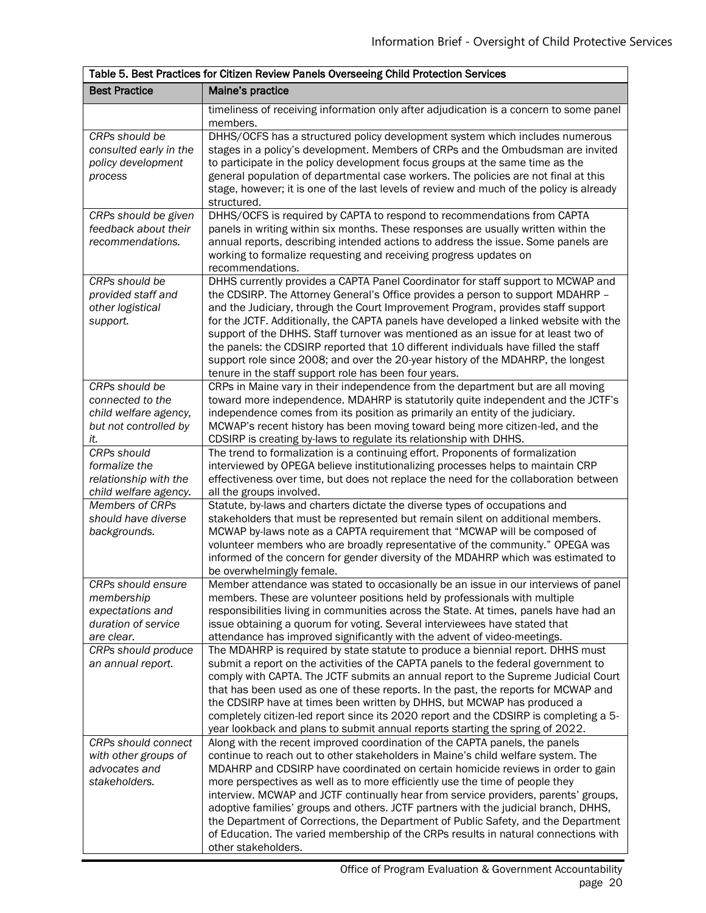| Table 5. Best Practices for Citizen Review Panels Overseeing Child Protection Services | |
|---|---|
| **Best Practice** | **Maine's practice** |
| | timeliness of receiving information only after adjudication is a concern to some panel members. |
| *CRPs should be consulted early in the policy development process* | DHHS/OCFS has a structured policy development system which includes numerous stages in a policy's development. Members of CRPs and the Ombudsman are invited to participate in the policy development focus groups at the same time as the general population of departmental case workers. The policies are not final at this stage, however; it is one of the last levels of review and much of the policy is already structured. |
| *CRPs should be given feedback about their recommendations.* | DHHS/OCFS is required by CAPTA to respond to recommendations from CAPTA panels in writing within six months. These responses are usually written within the annual reports, describing intended actions to address the issue. Some panels are working to formalize requesting and receiving progress updates on recommendations. |
| *CRPs should be provided staff and other logistical support.* | DHHS currently provides a CAPTA Panel Coordinator for staff support to MCWAP and the CDSIRP. The Attorney General's Office provides a person to support MDAHRP – and the Judiciary, through the Court Improvement Program, provides staff support for the JCTF. Additionally, the CAPTA panels have developed a linked website with the support of the DHHS. Staff turnover was mentioned as an issue for at least two of the panels: the CDSIRP reported that 10 different individuals have filled the staff support role since 2008; and over the 20-year history of the MDAHRP, the longest tenure in the staff support role has been four years. |
| *CRPs should be connected to the child welfare agency, but not controlled by it.* | CRPs in Maine vary in their independence from the department but are all moving toward more independence. MDAHRP is statutorily quite independent and the JCTF's independence comes from its position as primarily an entity of the judiciary. MCWAP's recent history has been moving toward being more citizen-led, and the CDSIRP is creating by-laws to regulate its relationship with DHHS. |
| *CRPs should formalize the relationship with the child welfare agency.* | The trend to formalization is a continuing effort. Proponents of formalization interviewed by OPEGA believe institutionalizing processes helps to maintain CRP effectiveness over time, but does not replace the need for the collaboration between all the groups involved. |
| *Members of CRPs should have diverse backgrounds.* | Statute, by-laws and charters dictate the diverse types of occupations and stakeholders that must be represented but remain silent on additional members. MCWAP by-laws note as a CAPTA requirement that "MCWAP will be composed of volunteer members who are broadly representative of the community." OPEGA was informed of the concern for gender diversity of the MDAHRP which was estimated to be overwhelmingly female. |
| *CRPs should ensure membership expectations and duration of service are clear.* | Member attendance was stated to occasionally be an issue in our interviews of panel members. These are volunteer positions held by professionals with multiple responsibilities living in communities across the State. At times, panels have had an issue obtaining a quorum for voting. Several interviewees have stated that attendance has improved significantly with the advent of video-meetings. |
| *CRPs should produce an annual report.* | The MDAHRP is required by state statute to produce a biennial report. DHHS must submit a report on the activities of the CAPTA panels to the federal government to comply with CAPTA. The JCTF submits an annual report to the Supreme Judicial Court that has been used as one of these reports. In the past, the reports for MCWAP and the CDSIRP have at times been written by DHHS, but MCWAP has produced a completely citizen-led report since its 2020 report and the CDSIRP is completing a 5-year lookback and plans to submit annual reports starting the spring of 2022. |
| *CRPs should connect with other groups of advocates and stakeholders.* | Along with the recent improved coordination of the CAPTA panels, the panels continue to reach out to other stakeholders in Maine's child welfare system. The MDAHRP and CDSIRP have coordinated on certain homicide reviews in order to gain more perspectives as well as to more efficiently use the time of people they interview. MCWAP and JCTF continually hear from service providers, parents' groups, adoptive families' groups and others. JCTF partners with the judicial branch, DHHS, the Department of Corrections, the Department of Public Safety, and the Department of Education. The varied membership of the CRPs results in natural connections with other stakeholders. |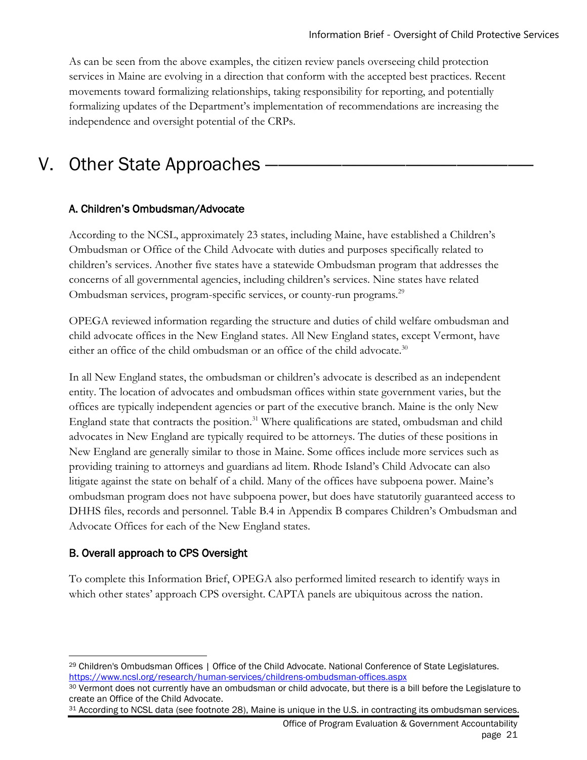As can be seen from the above examples, the citizen review panels overseeing child protection services in Maine are evolving in a direction that conform with the accepted best practices. Recent movements toward formalizing relationships, taking responsibility for reporting, and potentially formalizing updates of the Department's implementation of recommendations are increasing the independence and oversight potential of the CRPs.

# V. Other State Approaches

### A. Children's Ombudsman/Advocate

According to the NCSL, approximately 23 states, including Maine, have established a Children's Ombudsman or Office of the Child Advocate with duties and purposes specifically related to children's services. Another five states have a statewide Ombudsman program that addresses the concerns of all governmental agencies, including children's services. Nine states have related Ombudsman services, program-specific services, or county-run programs.[29]

OPEGA reviewed information regarding the structure and duties of child welfare ombudsman and child advocate offices in the New England states. All New England states, except Vermont, have either an office of the child ombudsman or an office of the child advocate.[30]

In all New England states, the ombudsman or children's advocate is described as an independent entity. The location of advocates and ombudsman offices within state government varies, but the offices are typically independent agencies or part of the executive branch. Maine is the only New England state that contracts the position.[31] Where qualifications are stated, ombudsman and child advocates in New England are typically required to be attorneys. The duties of these positions in New England are generally similar to those in Maine. Some offices include more services such as providing training to attorneys and guardians ad litem. Rhode Island's Child Advocate can also litigate against the state on behalf of a child. Many of the offices have subpoena power. Maine's ombudsman program does not have subpoena power, but does have statutorily guaranteed access to DHHS files, records and personnel. Table B.4 in Appendix B compares Children's Ombudsman and Advocate Offices for each of the New England states.

### B. Overall approach to CPS Oversight

To complete this Information Brief, OPEGA also performed limited research to identify ways in which other states' approach CPS oversight. CAPTA panels are ubiquitous across the nation.

---

[29] Children's Ombudsman Offices | Office of the Child Advocate. National Conference of State Legislatures. https://www.ncsl.org/research/human-services/childrens-ombudsman-offices.aspx

[30] Vermont does not currently have an ombudsman or child advocate, but there is a bill before the Legislature to create an Office of the Child Advocate.

[31] According to NCSL data (see footnote 28), Maine is unique in the U.S. in contracting its ombudsman services.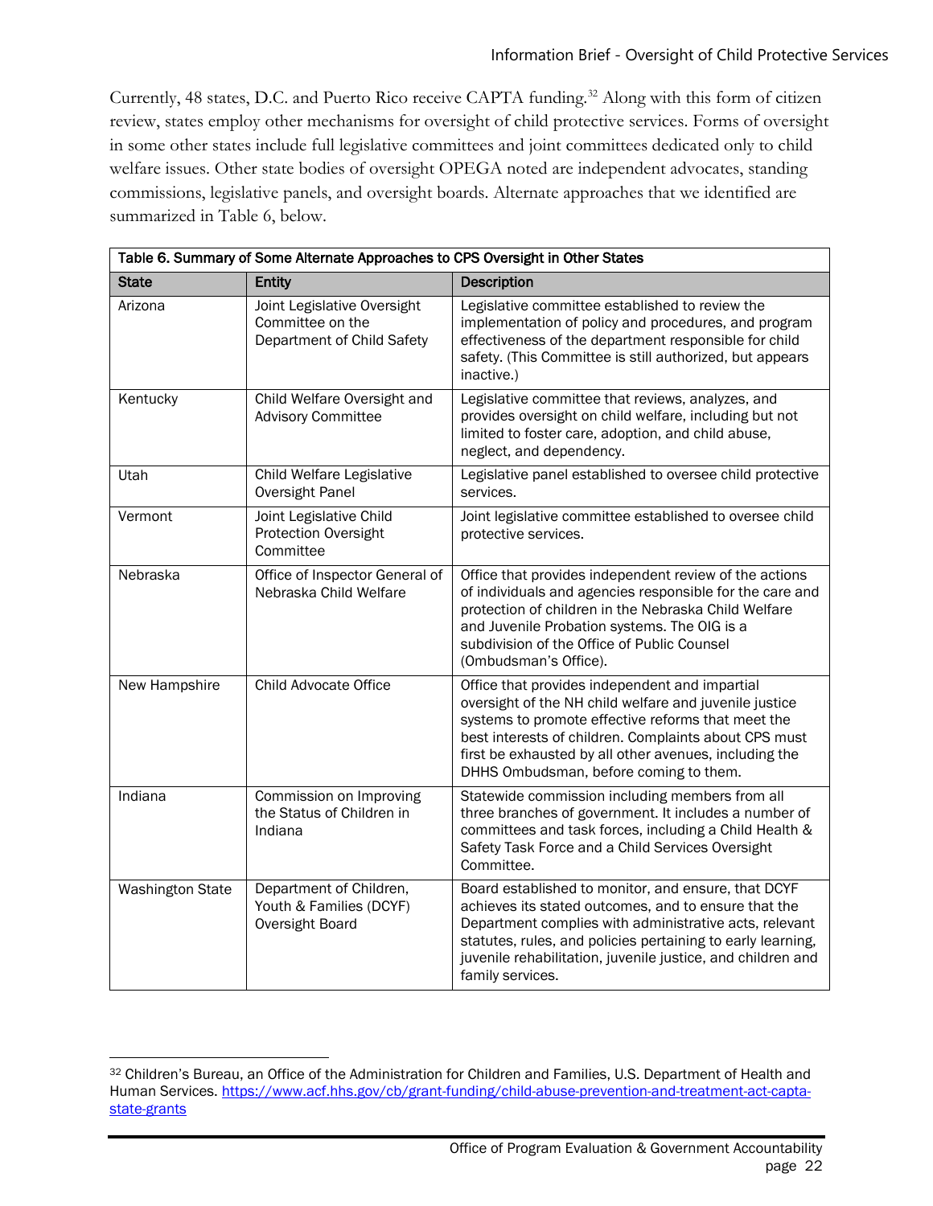Currently, 48 states, D.C. and Puerto Rico receive CAPTA funding.[32] Along with this form of citizen review, states employ other mechanisms for oversight of child protective services. Forms of oversight in some other states include full legislative committees and joint committees dedicated only to child welfare issues. Other state bodies of oversight OPEGA noted are independent advocates, standing commissions, legislative panels, and oversight boards. Alternate approaches that we identified are summarized in Table 6, below.

**Table 6. Summary of Some Alternate Approaches to CPS Oversight in Other States**

| State | Entity | Description |
|---|---|---|
| Arizona | Joint Legislative Oversight Committee on the Department of Child Safety | Legislative committee established to review the implementation of policy and procedures, and program effectiveness of the department responsible for child safety. (This Committee is still authorized, but appears inactive.) |
| Kentucky | Child Welfare Oversight and Advisory Committee | Legislative committee that reviews, analyzes, and provides oversight on child welfare, including but not limited to foster care, adoption, and child abuse, neglect, and dependency. |
| Utah | Child Welfare Legislative Oversight Panel | Legislative panel established to oversee child protective services. |
| Vermont | Joint Legislative Child Protection Oversight Committee | Joint legislative committee established to oversee child protective services. |
| Nebraska | Office of Inspector General of Nebraska Child Welfare | Office that provides independent review of the actions of individuals and agencies responsible for the care and protection of children in the Nebraska Child Welfare and Juvenile Probation systems. The OIG is a subdivision of the Office of Public Counsel (Ombudsman's Office). |
| New Hampshire | Child Advocate Office | Office that provides independent and impartial oversight of the NH child welfare and juvenile justice systems to promote effective reforms that meet the best interests of children. Complaints about CPS must first be exhausted by all other avenues, including the DHHS Ombudsman, before coming to them. |
| Indiana | Commission on Improving the Status of Children in Indiana | Statewide commission including members from all three branches of government. It includes a number of committees and task forces, including a Child Health & Safety Task Force and a Child Services Oversight Committee. |
| Washington State | Department of Children, Youth & Families (DCYF) Oversight Board | Board established to monitor, and ensure, that DCYF achieves its stated outcomes, and to ensure that the Department complies with administrative acts, relevant statutes, rules, and policies pertaining to early learning, juvenile rehabilitation, juvenile justice, and children and family services. |

[32] Children's Bureau, an Office of the Administration for Children and Families, U.S. Department of Health and Human Services. https://www.acf.hhs.gov/cb/grant-funding/child-abuse-prevention-and-treatment-act-capta-state-grants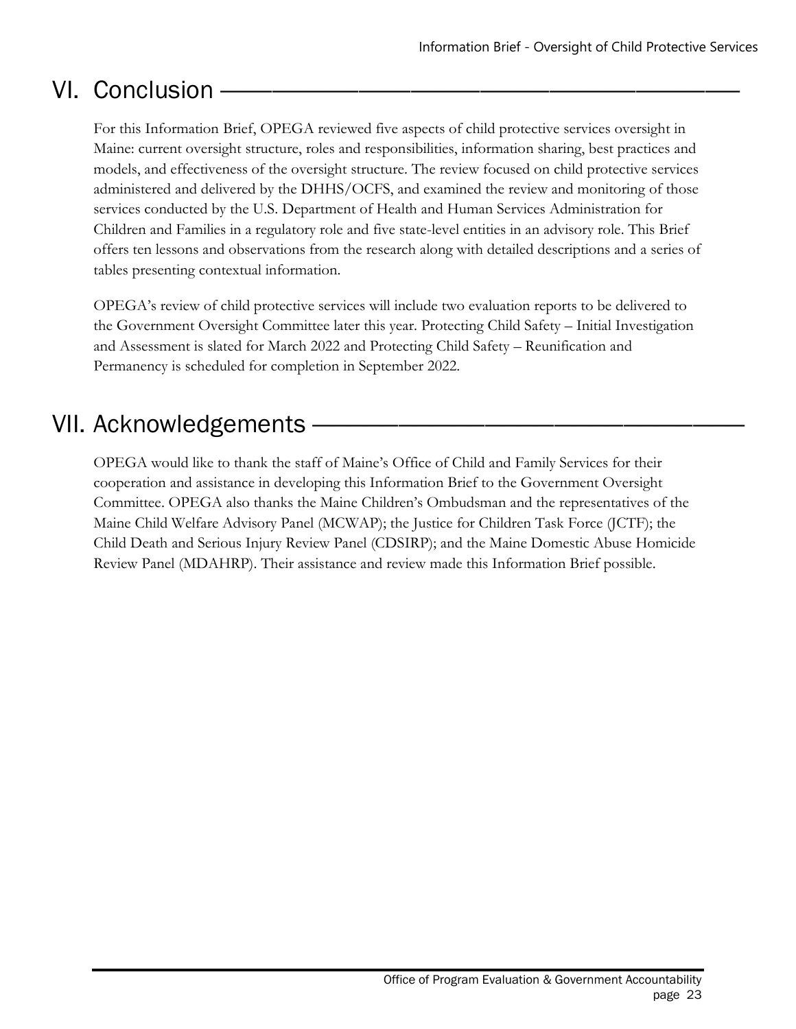# VI. Conclusion

For this Information Brief, OPEGA reviewed five aspects of child protective services oversight in Maine: current oversight structure, roles and responsibilities, information sharing, best practices and models, and effectiveness of the oversight structure. The review focused on child protective services administered and delivered by the DHHS/OCFS, and examined the review and monitoring of those services conducted by the U.S. Department of Health and Human Services Administration for Children and Families in a regulatory role and five state-level entities in an advisory role. This Brief offers ten lessons and observations from the research along with detailed descriptions and a series of tables presenting contextual information.

OPEGA's review of child protective services will include two evaluation reports to be delivered to the Government Oversight Committee later this year. Protecting Child Safety – Initial Investigation and Assessment is slated for March 2022 and Protecting Child Safety – Reunification and Permanency is scheduled for completion in September 2022.

# VII. Acknowledgements

OPEGA would like to thank the staff of Maine's Office of Child and Family Services for their cooperation and assistance in developing this Information Brief to the Government Oversight Committee. OPEGA also thanks the Maine Children's Ombudsman and the representatives of the Maine Child Welfare Advisory Panel (MCWAP); the Justice for Children Task Force (JCTF); the Child Death and Serious Injury Review Panel (CDSIRP); and the Maine Domestic Abuse Homicide Review Panel (MDAHRP). Their assistance and review made this Information Brief possible.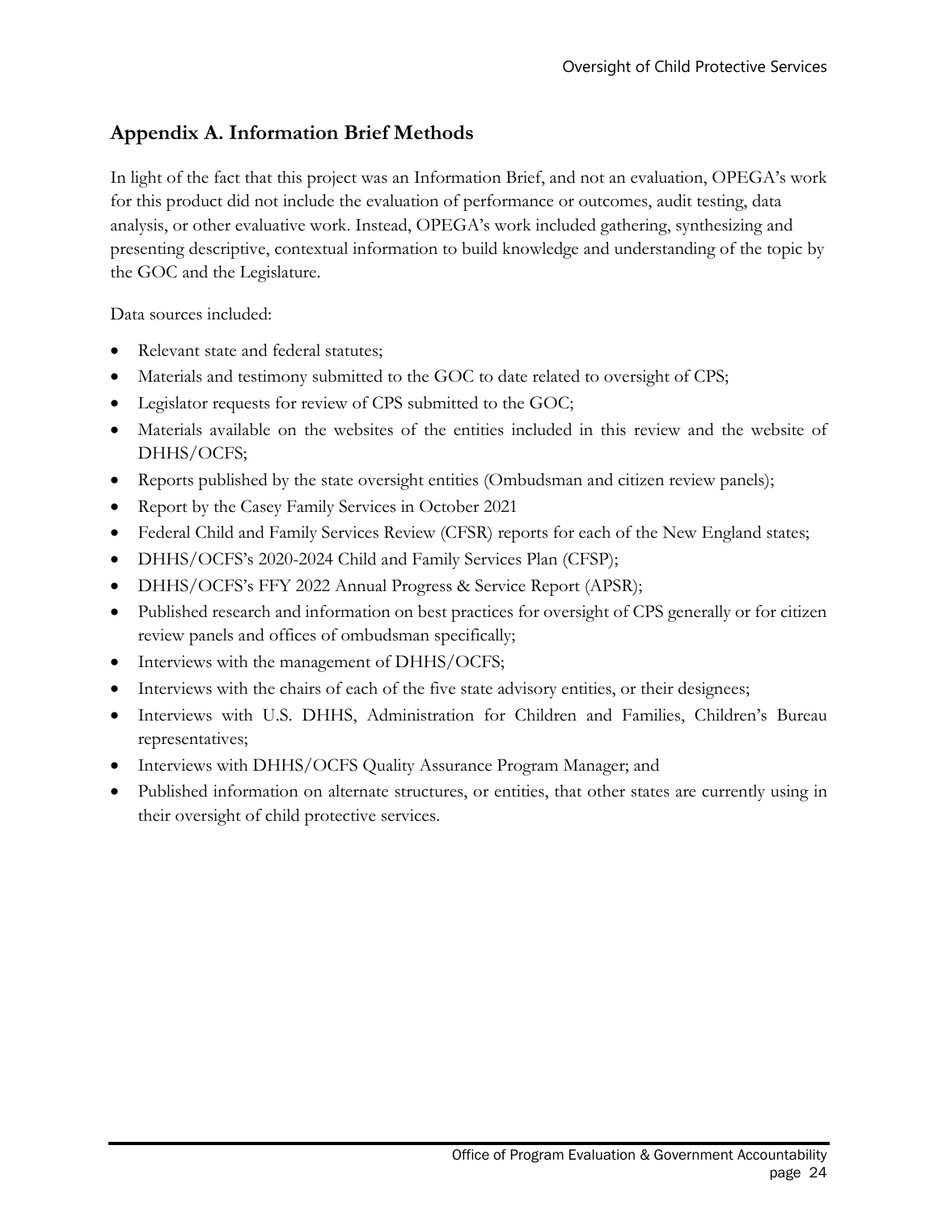## Appendix A. Information Brief Methods

In light of the fact that this project was an Information Brief, and not an evaluation, OPEGA's work for this product did not include the evaluation of performance or outcomes, audit testing, data analysis, or other evaluative work. Instead, OPEGA's work included gathering, synthesizing and presenting descriptive, contextual information to build knowledge and understanding of the topic by the GOC and the Legislature.

Data sources included:

- Relevant state and federal statutes;
- Materials and testimony submitted to the GOC to date related to oversight of CPS;
- Legislator requests for review of CPS submitted to the GOC;
- Materials available on the websites of the entities included in this review and the website of DHHS/OCFS;
- Reports published by the state oversight entities (Ombudsman and citizen review panels);
- Report by the Casey Family Services in October 2021
- Federal Child and Family Services Review (CFSR) reports for each of the New England states;
- DHHS/OCFS's 2020-2024 Child and Family Services Plan (CFSP);
- DHHS/OCFS's FFY 2022 Annual Progress & Service Report (APSR);
- Published research and information on best practices for oversight of CPS generally or for citizen review panels and offices of ombudsman specifically;
- Interviews with the management of DHHS/OCFS;
- Interviews with the chairs of each of the five state advisory entities, or their designees;
- Interviews with U.S. DHHS, Administration for Children and Families, Children's Bureau representatives;
- Interviews with DHHS/OCFS Quality Assurance Program Manager; and
- Published information on alternate structures, or entities, that other states are currently using in their oversight of child protective services.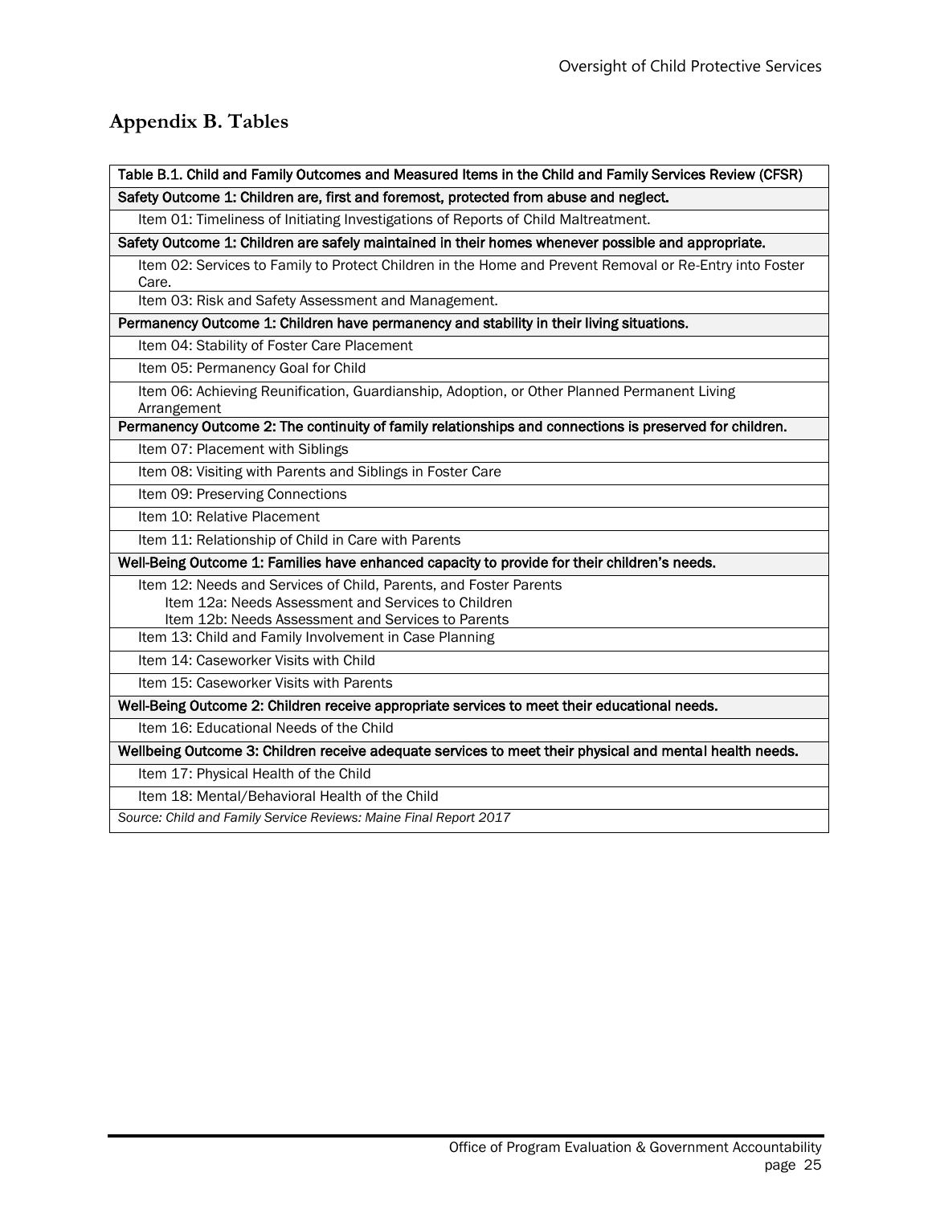## Appendix B. Tables

| Table B.1. Child and Family Outcomes and Measured Items in the Child and Family Services Review (CFSR) |
|---|
| **Safety Outcome 1: Children are, first and foremost, protected from abuse and neglect.** |
| Item 01: Timeliness of Initiating Investigations of Reports of Child Maltreatment. |
| **Safety Outcome 1: Children are safely maintained in their homes whenever possible and appropriate.** |
| Item 02: Services to Family to Protect Children in the Home and Prevent Removal or Re-Entry into Foster Care. |
| Item 03: Risk and Safety Assessment and Management. |
| **Permanency Outcome 1: Children have permanency and stability in their living situations.** |
| Item 04: Stability of Foster Care Placement |
| Item 05: Permanency Goal for Child |
| Item 06: Achieving Reunification, Guardianship, Adoption, or Other Planned Permanent Living Arrangement |
| **Permanency Outcome 2: The continuity of family relationships and connections is preserved for children.** |
| Item 07: Placement with Siblings |
| Item 08: Visiting with Parents and Siblings in Foster Care |
| Item 09: Preserving Connections |
| Item 10: Relative Placement |
| Item 11: Relationship of Child in Care with Parents |
| **Well-Being Outcome 1: Families have enhanced capacity to provide for their children's needs.** |
| Item 12: Needs and Services of Child, Parents, and Foster Parents<br>Item 12a: Needs Assessment and Services to Children<br>Item 12b: Needs Assessment and Services to Parents |
| Item 13: Child and Family Involvement in Case Planning |
| Item 14: Caseworker Visits with Child |
| Item 15: Caseworker Visits with Parents |
| **Well-Being Outcome 2: Children receive appropriate services to meet their educational needs.** |
| Item 16: Educational Needs of the Child |
| **Wellbeing Outcome 3: Children receive adequate services to meet their physical and mental health needs.** |
| Item 17: Physical Health of the Child |
| Item 18: Mental/Behavioral Health of the Child |
| *Source: Child and Family Service Reviews: Maine Final Report 2017* |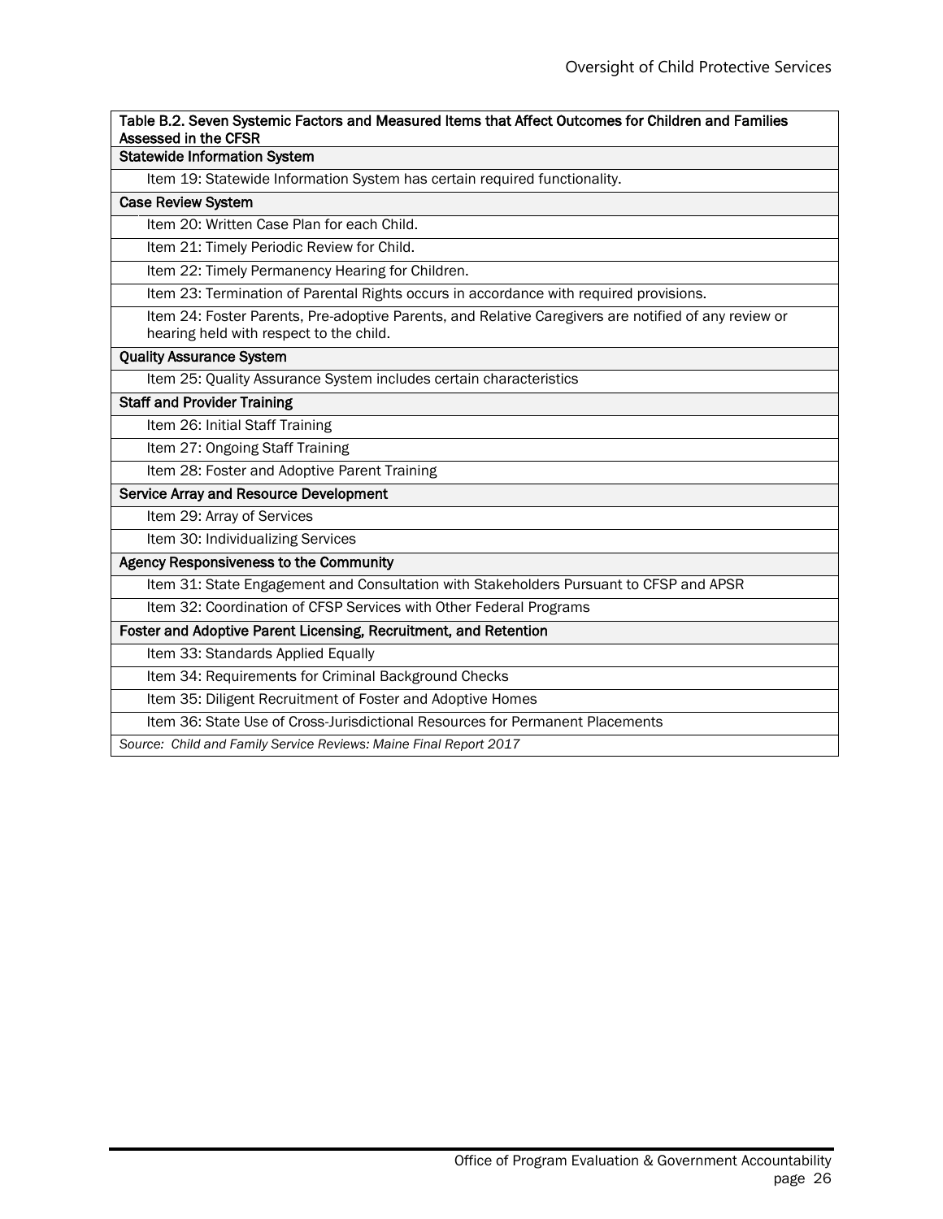| Table B.2. Seven Systemic Factors and Measured Items that Affect Outcomes for Children and Families Assessed in the CFSR |
| --- |
| **Statewide Information System** |
| Item 19: Statewide Information System has certain required functionality. |
| **Case Review System** |
| Item 20: Written Case Plan for each Child. |
| Item 21: Timely Periodic Review for Child. |
| Item 22: Timely Permanency Hearing for Children. |
| Item 23: Termination of Parental Rights occurs in accordance with required provisions. |
| Item 24: Foster Parents, Pre-adoptive Parents, and Relative Caregivers are notified of any review or hearing held with respect to the child. |
| **Quality Assurance System** |
| Item 25: Quality Assurance System includes certain characteristics |
| **Staff and Provider Training** |
| Item 26: Initial Staff Training |
| Item 27: Ongoing Staff Training |
| Item 28: Foster and Adoptive Parent Training |
| **Service Array and Resource Development** |
| Item 29: Array of Services |
| Item 30: Individualizing Services |
| **Agency Responsiveness to the Community** |
| Item 31: State Engagement and Consultation with Stakeholders Pursuant to CFSP and APSR |
| Item 32: Coordination of CFSP Services with Other Federal Programs |
| **Foster and Adoptive Parent Licensing, Recruitment, and Retention** |
| Item 33: Standards Applied Equally |
| Item 34: Requirements for Criminal Background Checks |
| Item 35: Diligent Recruitment of Foster and Adoptive Homes |
| Item 36: State Use of Cross-Jurisdictional Resources for Permanent Placements |
| *Source: Child and Family Service Reviews: Maine Final Report 2017* |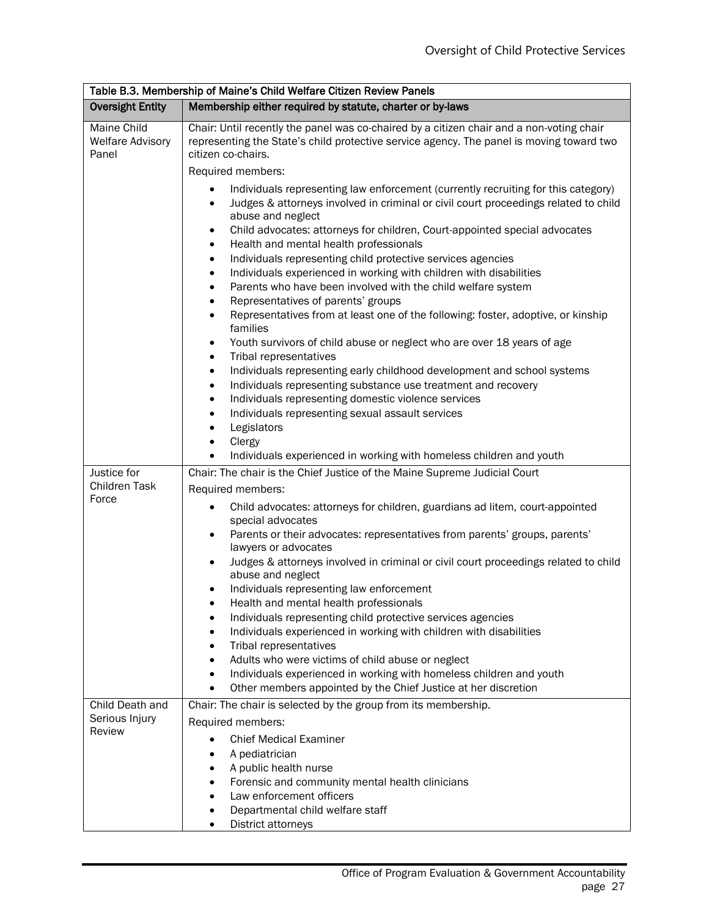| Table B.3. Membership of Maine's Child Welfare Citizen Review Panels | |
|---|---|
| **Oversight Entity** | **Membership either required by statute, charter or by-laws** |
| Maine Child Welfare Advisory Panel | Chair: Until recently the panel was co-chaired by a citizen chair and a non-voting chair representing the State's child protective service agency. The panel is moving toward two citizen co-chairs.<br><br>Required members:<br>• Individuals representing law enforcement (currently recruiting for this category)<br>• Judges & attorneys involved in criminal or civil court proceedings related to child abuse and neglect<br>• Child advocates: attorneys for children, Court-appointed special advocates<br>• Health and mental health professionals<br>• Individuals representing child protective services agencies<br>• Individuals experienced in working with children with disabilities<br>• Parents who have been involved with the child welfare system<br>• Representatives of parents' groups<br>• Representatives from at least one of the following: foster, adoptive, or kinship families<br>• Youth survivors of child abuse or neglect who are over 18 years of age<br>• Tribal representatives<br>• Individuals representing early childhood development and school systems<br>• Individuals representing substance use treatment and recovery<br>• Individuals representing domestic violence services<br>• Individuals representing sexual assault services<br>• Legislators<br>• Clergy<br>• Individuals experienced in working with homeless children and youth |
| Justice for Children Task Force | Chair: The chair is the Chief Justice of the Maine Supreme Judicial Court<br><br>Required members:<br>• Child advocates: attorneys for children, guardians ad litem, court-appointed special advocates<br>• Parents or their advocates: representatives from parents' groups, parents' lawyers or advocates<br>• Judges & attorneys involved in criminal or civil court proceedings related to child abuse and neglect<br>• Individuals representing law enforcement<br>• Health and mental health professionals<br>• Individuals representing child protective services agencies<br>• Individuals experienced in working with children with disabilities<br>• Tribal representatives<br>• Adults who were victims of child abuse or neglect<br>• Individuals experienced in working with homeless children and youth<br>• Other members appointed by the Chief Justice at her discretion |
| Child Death and Serious Injury Review | Chair: The chair is selected by the group from its membership.<br><br>Required members:<br>• Chief Medical Examiner<br>• A pediatrician<br>• A public health nurse<br>• Forensic and community mental health clinicians<br>• Law enforcement officers<br>• Departmental child welfare staff<br>• District attorneys |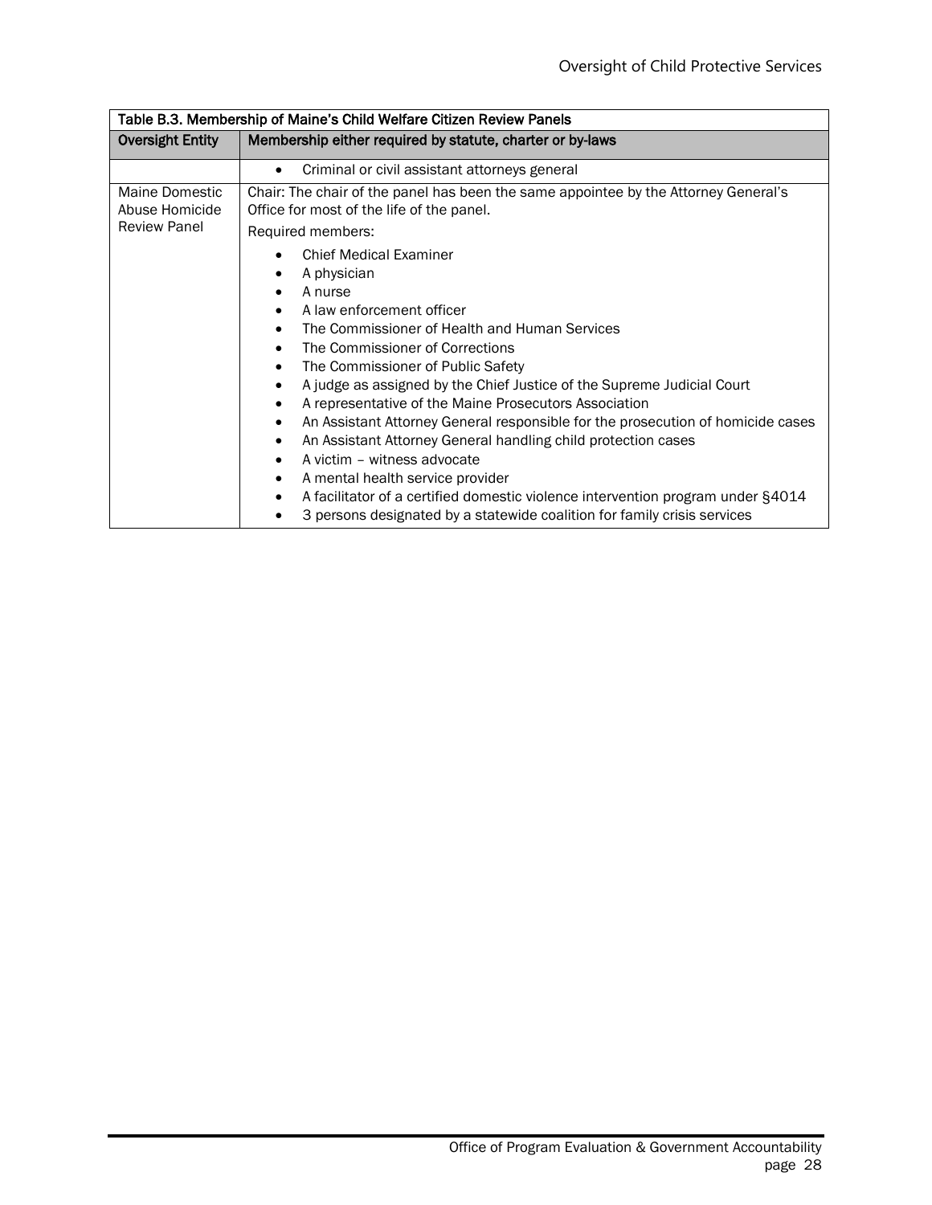Table B.3. Membership of Maine's Child Welfare Citizen Review Panels

| Oversight Entity | Membership either required by statute, charter or by-laws |
| --- | --- |
| | • Criminal or civil assistant attorneys general |
| Maine Domestic Abuse Homicide Review Panel | Chair: The chair of the panel has been the same appointee by the Attorney General's Office for most of the life of the panel.<br>Required members:<br>• Chief Medical Examiner<br>• A physician<br>• A nurse<br>• A law enforcement officer<br>• The Commissioner of Health and Human Services<br>• The Commissioner of Corrections<br>• The Commissioner of Public Safety<br>• A judge as assigned by the Chief Justice of the Supreme Judicial Court<br>• A representative of the Maine Prosecutors Association<br>• An Assistant Attorney General responsible for the prosecution of homicide cases<br>• An Assistant Attorney General handling child protection cases<br>• A victim – witness advocate<br>• A mental health service provider<br>• A facilitator of a certified domestic violence intervention program under §4014<br>• 3 persons designated by a statewide coalition for family crisis services |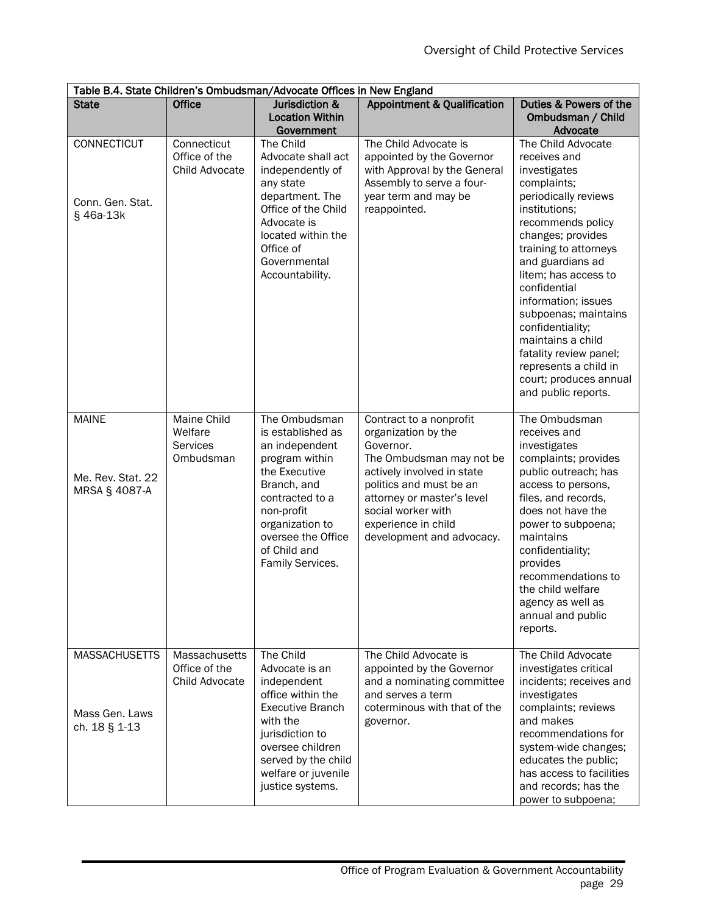| Table B.4. State Children's Ombudsman/Advocate Offices in New England | | | | |
|---|---|---|---|---|
| **State** | **Office** | **Jurisdiction & Location Within Government** | **Appointment & Qualification** | **Duties & Powers of the Ombudsman / Child Advocate** |
| CONNECTICUT<br><br>Conn. Gen. Stat. § 46a-13k | Connecticut Office of the Child Advocate | The Child Advocate shall act independently of any state department. The Office of the Child Advocate is located within the Office of Governmental Accountability. | The Child Advocate is appointed by the Governor with Approval by the General Assembly to serve a four-year term and may be reappointed. | The Child Advocate receives and investigates complaints; periodically reviews institutions; recommends policy changes; provides training to attorneys and guardians ad litem; has access to confidential information; issues subpoenas; maintains confidentiality; maintains a child fatality review panel; represents a child in court; produces annual and public reports. |
| MAINE<br><br>Me. Rev. Stat. 22 MRSA § 4087-A | Maine Child Welfare Services Ombudsman | The Ombudsman is established as an independent program within the Executive Branch, and contracted to a non-profit organization to oversee the Office of Child and Family Services. | Contract to a nonprofit organization by the Governor.<br>The Ombudsman may not be actively involved in state politics and must be an attorney or master's level social worker with experience in child development and advocacy. | The Ombudsman receives and investigates complaints; provides public outreach; has access to persons, files, and records, does not have the power to subpoena; maintains confidentiality; provides recommendations to the child welfare agency as well as annual and public reports. |
| MASSACHUSETTS<br><br>Mass Gen. Laws ch. 18 § 1-13 | Massachusetts Office of the Child Advocate | The Child Advocate is an independent office within the Executive Branch with the jurisdiction to oversee children served by the child welfare or juvenile justice systems. | The Child Advocate is appointed by the Governor and a nominating committee and serves a term coterminous with that of the governor. | The Child Advocate investigates critical incidents; receives and investigates complaints; reviews and makes recommendations for system-wide changes; educates the public; has access to facilities and records; has the power to subpoena; |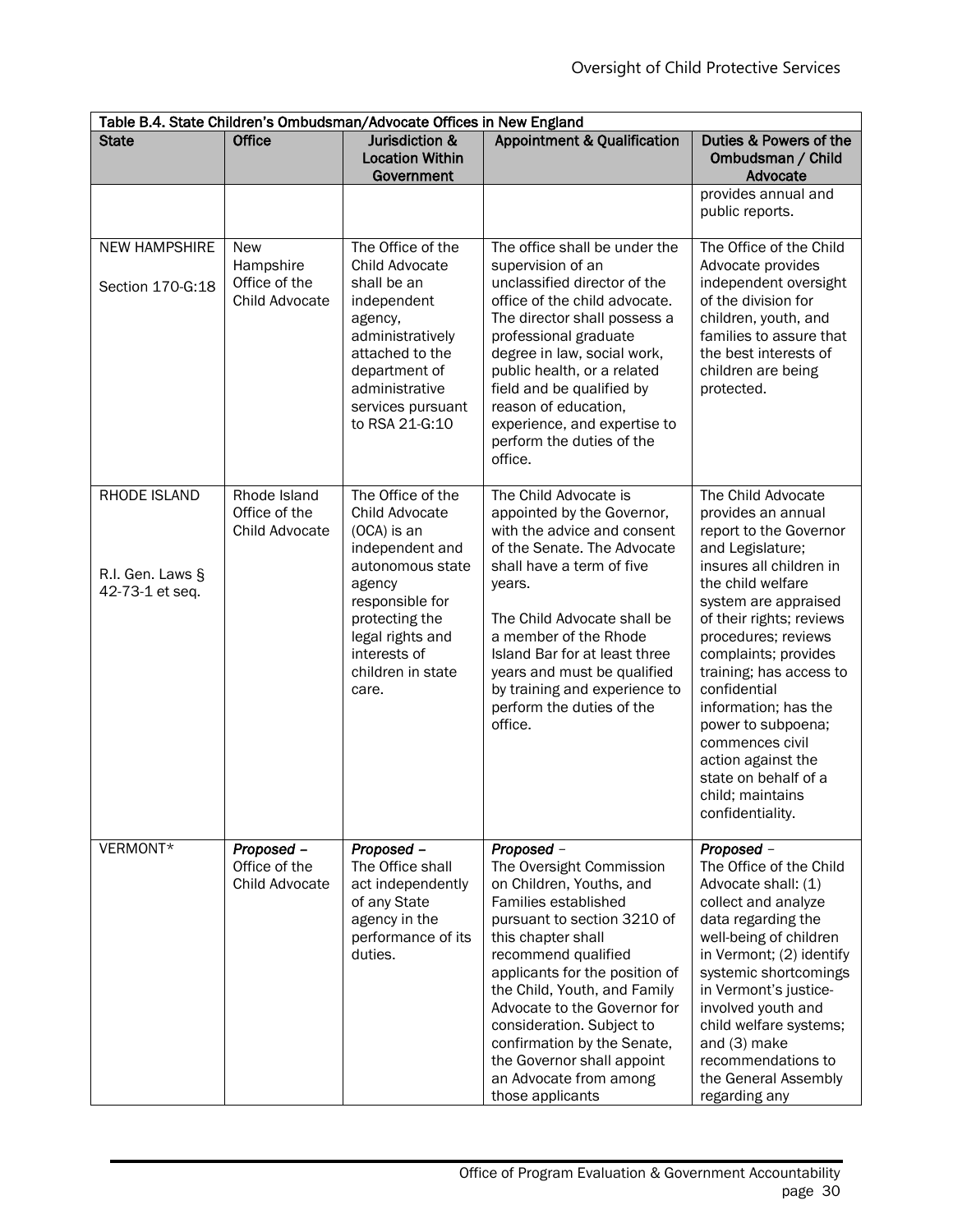| Table B.4. State Children's Ombudsman/Advocate Offices in New England | | | | |
|---|---|---|---|---|
| **State** | **Office** | **Jurisdiction & Location Within Government** | **Appointment & Qualification** | **Duties & Powers of the Ombudsman / Child Advocate** |
| | | | | provides annual and public reports. |
| NEW HAMPSHIRE<br><br>Section 170-G:18 | New Hampshire Office of the Child Advocate | The Office of the Child Advocate shall be an independent agency, administratively attached to the department of administrative services pursuant to RSA 21-G:10 | The office shall be under the supervision of an unclassified director of the office of the child advocate. The director shall possess a professional graduate degree in law, social work, public health, or a related field and be qualified by reason of education, experience, and expertise to perform the duties of the office. | The Office of the Child Advocate provides independent oversight of the division for children, youth, and families to assure that the best interests of children are being protected. |
| RHODE ISLAND<br><br>R.I. Gen. Laws § 42-73-1 et seq. | Rhode Island Office of the Child Advocate | The Office of the Child Advocate (OCA) is an independent and autonomous state agency responsible for protecting the legal rights and interests of children in state care. | The Child Advocate is appointed by the Governor, with the advice and consent of the Senate. The Advocate shall have a term of five years.<br><br>The Child Advocate shall be a member of the Rhode Island Bar for at least three years and must be qualified by training and experience to perform the duties of the office. | The Child Advocate provides an annual report to the Governor and Legislature; insures all children in the child welfare system are appraised of their rights; reviews procedures; reviews complaints; provides training; has access to confidential information; has the power to subpoena; commences civil action against the state on behalf of a child; maintains confidentiality. |
| VERMONT* | ***Proposed –*** Office of the Child Advocate | ***Proposed –*** The Office shall act independently of any State agency in the performance of its duties. | ***Proposed*** – The Oversight Commission on Children, Youths, and Families established pursuant to section 3210 of this chapter shall recommend qualified applicants for the position of the Child, Youth, and Family Advocate to the Governor for consideration. Subject to confirmation by the Senate, the Governor shall appoint an Advocate from among those applicants | ***Proposed*** – The Office of the Child Advocate shall: (1) collect and analyze data regarding the well-being of children in Vermont; (2) identify systemic shortcomings in Vermont's justice-involved youth and child welfare systems; and (3) make recommendations to the General Assembly regarding any |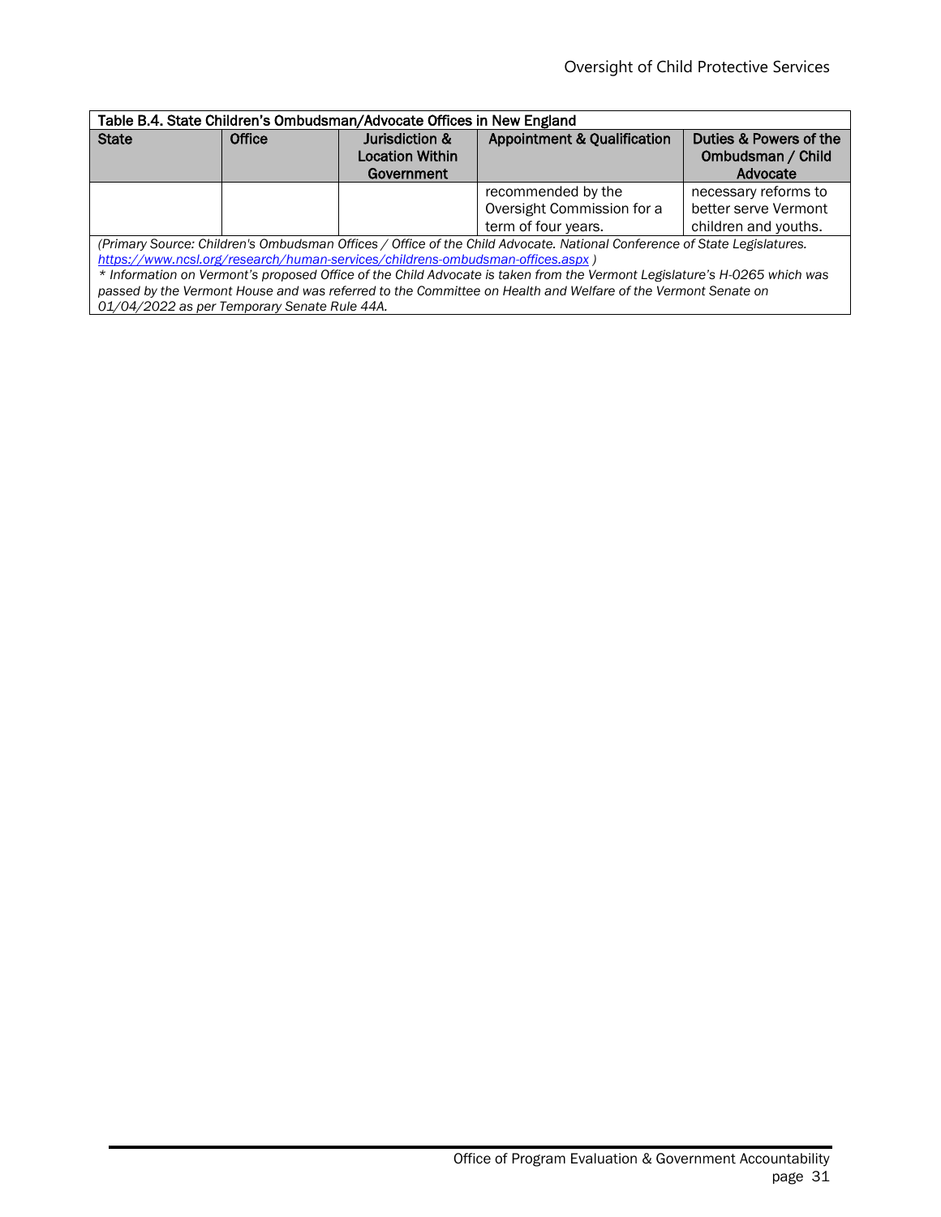| Table B.4. State Children's Ombudsman/Advocate Offices in New England | | | | |
|---|---|---|---|---|
| **State** | **Office** | **Jurisdiction & Location Within Government** | **Appointment & Qualification** | **Duties & Powers of the Ombudsman / Child Advocate** |
| | | | recommended by the Oversight Commission for a term of four years. | necessary reforms to better serve Vermont children and youths. |

*(Primary Source: Children's Ombudsman Offices / Office of the Child Advocate. National Conference of State Legislatures. https://www.ncsl.org/research/human-services/childrens-ombudsman-offices.aspx )*

*\* Information on Vermont's proposed Office of the Child Advocate is taken from the Vermont Legislature's H-0265 which was passed by the Vermont House and was referred to the Committee on Health and Welfare of the Vermont Senate on 01/04/2022 as per Temporary Senate Rule 44A.*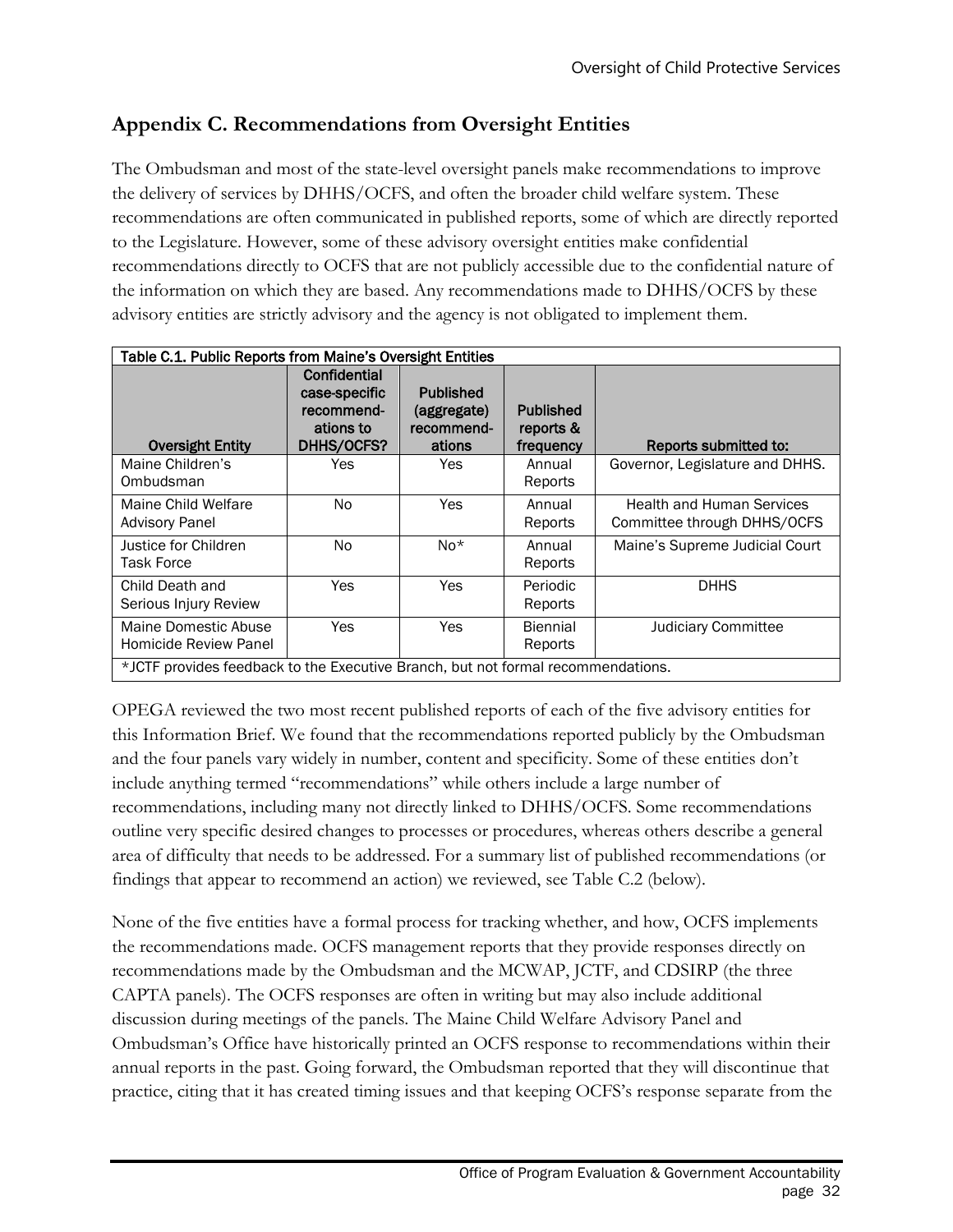## Appendix C. Recommendations from Oversight Entities

The Ombudsman and most of the state-level oversight panels make recommendations to improve the delivery of services by DHHS/OCFS, and often the broader child welfare system. These recommendations are often communicated in published reports, some of which are directly reported to the Legislature. However, some of these advisory oversight entities make confidential recommendations directly to OCFS that are not publicly accessible due to the confidential nature of the information on which they are based. Any recommendations made to DHHS/OCFS by these advisory entities are strictly advisory and the agency is not obligated to implement them.

Table C.1. Public Reports from Maine's Oversight Entities

| Oversight Entity | Confidential case-specific recommend-ations to DHHS/OCFS? | Published (aggregate) recommend-ations | Published reports & frequency | Reports submitted to: |
|---|---|---|---|---|
| Maine Children's Ombudsman | Yes | Yes | Annual Reports | Governor, Legislature and DHHS. |
| Maine Child Welfare Advisory Panel | No | Yes | Annual Reports | Health and Human Services Committee through DHHS/OCFS |
| Justice for Children Task Force | No | No* | Annual Reports | Maine's Supreme Judicial Court |
| Child Death and Serious Injury Review | Yes | Yes | Periodic Reports | DHHS |
| Maine Domestic Abuse Homicide Review Panel | Yes | Yes | Biennial Reports | Judiciary Committee |

*JCTF provides feedback to the Executive Branch, but not formal recommendations.

OPEGA reviewed the two most recent published reports of each of the five advisory entities for this Information Brief. We found that the recommendations reported publicly by the Ombudsman and the four panels vary widely in number, content and specificity. Some of these entities don't include anything termed "recommendations" while others include a large number of recommendations, including many not directly linked to DHHS/OCFS. Some recommendations outline very specific desired changes to processes or procedures, whereas others describe a general area of difficulty that needs to be addressed. For a summary list of published recommendations (or findings that appear to recommend an action) we reviewed, see Table C.2 (below).

None of the five entities have a formal process for tracking whether, and how, OCFS implements the recommendations made. OCFS management reports that they provide responses directly on recommendations made by the Ombudsman and the MCWAP, JCTF, and CDSIRP (the three CAPTA panels). The OCFS responses are often in writing but may also include additional discussion during meetings of the panels. The Maine Child Welfare Advisory Panel and Ombudsman's Office have historically printed an OCFS response to recommendations within their annual reports in the past. Going forward, the Ombudsman reported that they will discontinue that practice, citing that it has created timing issues and that keeping OCFS's response separate from the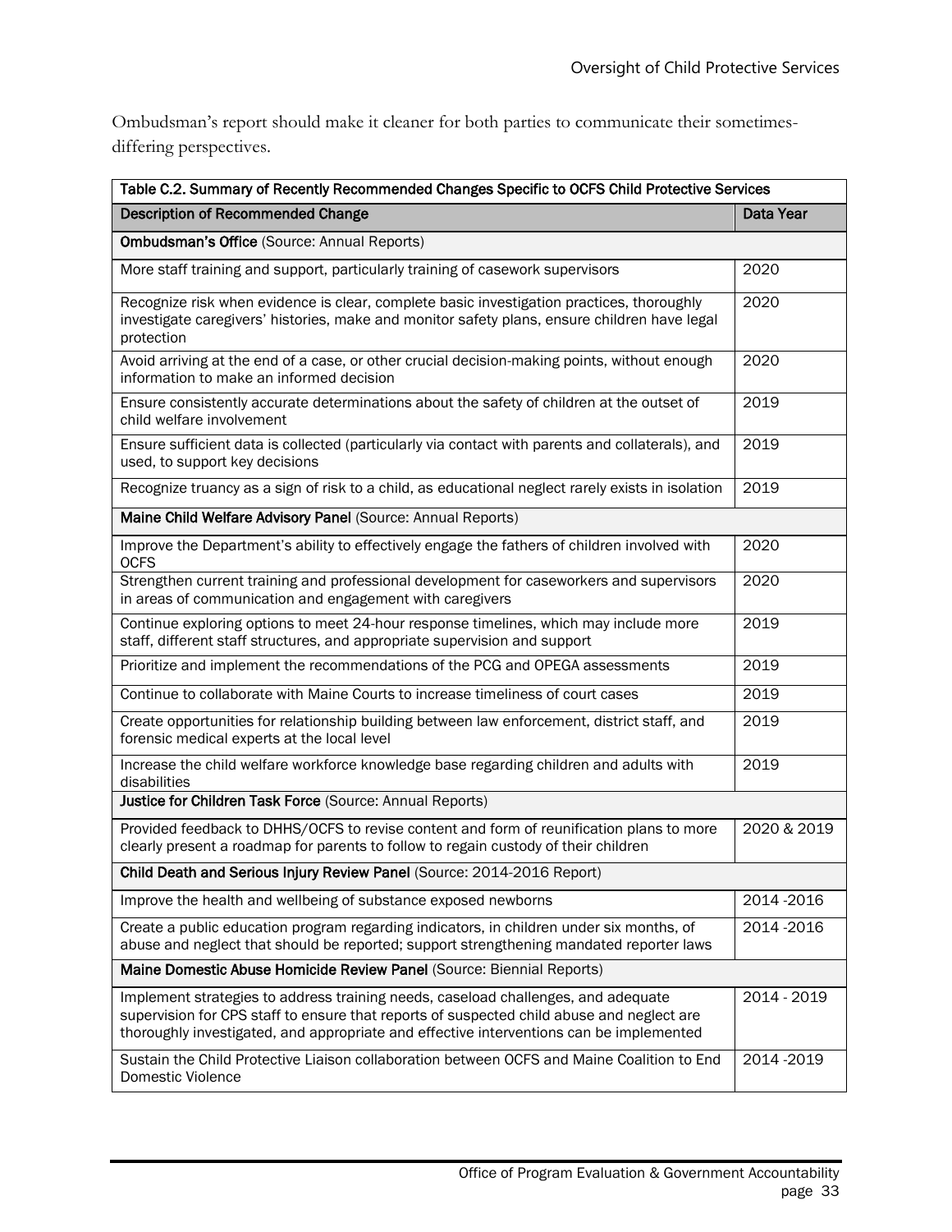Ombudsman's report should make it cleaner for both parties to communicate their sometimes-differing perspectives.

| Table C.2. Summary of Recently Recommended Changes Specific to OCFS Child Protective Services | |
|---|---|
| **Description of Recommended Change** | **Data Year** |
| **Ombudsman's Office** (Source: Annual Reports) | |
| More staff training and support, particularly training of casework supervisors | 2020 |
| Recognize risk when evidence is clear, complete basic investigation practices, thoroughly investigate caregivers' histories, make and monitor safety plans, ensure children have legal protection | 2020 |
| Avoid arriving at the end of a case, or other crucial decision-making points, without enough information to make an informed decision | 2020 |
| Ensure consistently accurate determinations about the safety of children at the outset of child welfare involvement | 2019 |
| Ensure sufficient data is collected (particularly via contact with parents and collaterals), and used, to support key decisions | 2019 |
| Recognize truancy as a sign of risk to a child, as educational neglect rarely exists in isolation | 2019 |
| **Maine Child Welfare Advisory Panel** (Source: Annual Reports) | |
| Improve the Department's ability to effectively engage the fathers of children involved with OCFS | 2020 |
| Strengthen current training and professional development for caseworkers and supervisors in areas of communication and engagement with caregivers | 2020 |
| Continue exploring options to meet 24-hour response timelines, which may include more staff, different staff structures, and appropriate supervision and support | 2019 |
| Prioritize and implement the recommendations of the PCG and OPEGA assessments | 2019 |
| Continue to collaborate with Maine Courts to increase timeliness of court cases | 2019 |
| Create opportunities for relationship building between law enforcement, district staff, and forensic medical experts at the local level | 2019 |
| Increase the child welfare workforce knowledge base regarding children and adults with disabilities | 2019 |
| **Justice for Children Task Force** (Source: Annual Reports) | |
| Provided feedback to DHHS/OCFS to revise content and form of reunification plans to more clearly present a roadmap for parents to follow to regain custody of their children | 2020 & 2019 |
| **Child Death and Serious Injury Review Panel** (Source: 2014-2016 Report) | |
| Improve the health and wellbeing of substance exposed newborns | 2014 -2016 |
| Create a public education program regarding indicators, in children under six months, of abuse and neglect that should be reported; support strengthening mandated reporter laws | 2014 -2016 |
| **Maine Domestic Abuse Homicide Review Panel** (Source: Biennial Reports) | |
| Implement strategies to address training needs, caseload challenges, and adequate supervision for CPS staff to ensure that reports of suspected child abuse and neglect are thoroughly investigated, and appropriate and effective interventions can be implemented | 2014 - 2019 |
| Sustain the Child Protective Liaison collaboration between OCFS and Maine Coalition to End Domestic Violence | 2014 -2019 |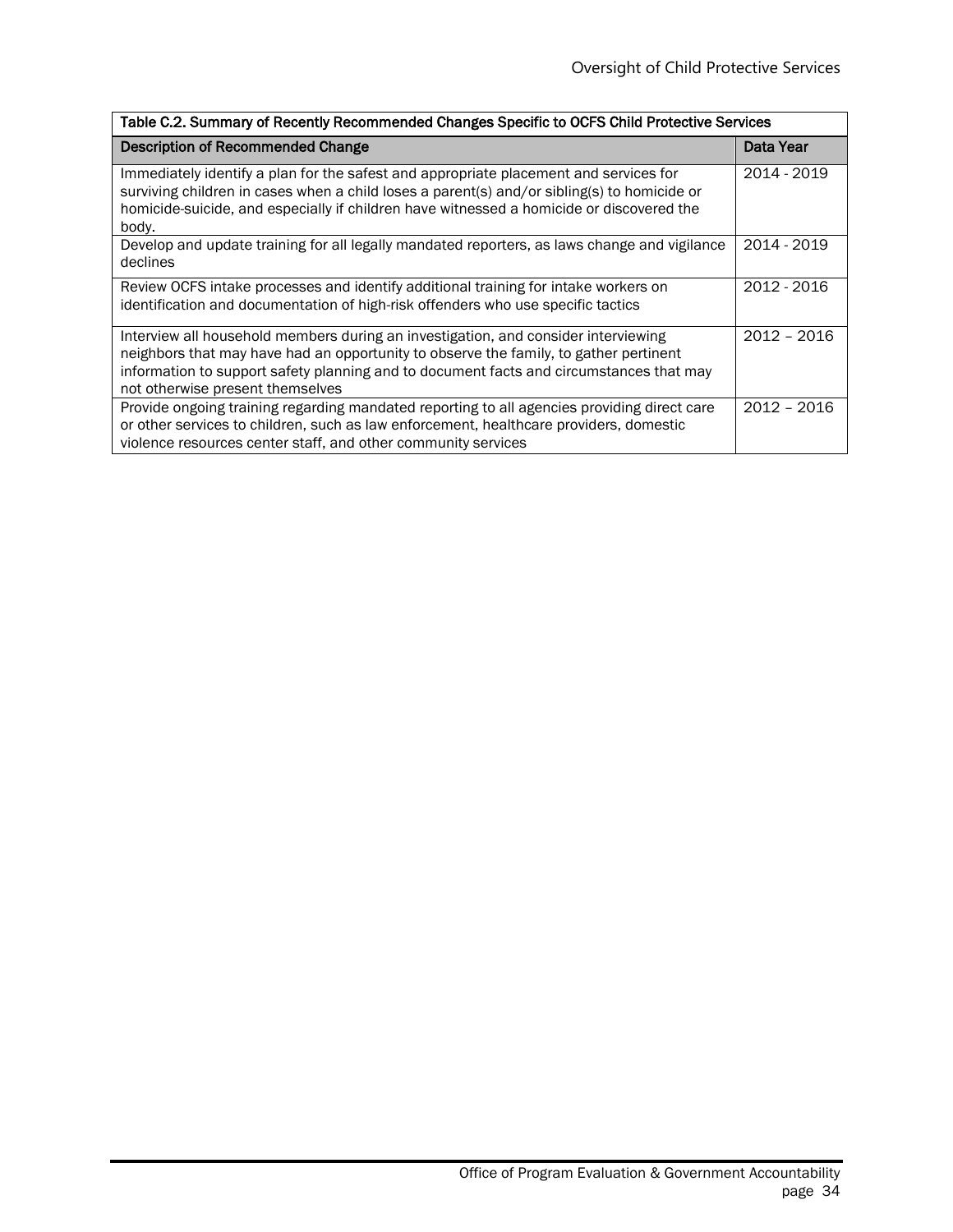Table C.2. Summary of Recently Recommended Changes Specific to OCFS Child Protective Services

| Description of Recommended Change | Data Year |
|---|---|
| Immediately identify a plan for the safest and appropriate placement and services for surviving children in cases when a child loses a parent(s) and/or sibling(s) to homicide or homicide-suicide, and especially if children have witnessed a homicide or discovered the body. | 2014 - 2019 |
| Develop and update training for all legally mandated reporters, as laws change and vigilance declines | 2014 - 2019 |
| Review OCFS intake processes and identify additional training for intake workers on identification and documentation of high-risk offenders who use specific tactics | 2012 - 2016 |
| Interview all household members during an investigation, and consider interviewing neighbors that may have had an opportunity to observe the family, to gather pertinent information to support safety planning and to document facts and circumstances that may not otherwise present themselves | 2012 – 2016 |
| Provide ongoing training regarding mandated reporting to all agencies providing direct care or other services to children, such as law enforcement, healthcare providers, domestic violence resources center staff, and other community services | 2012 – 2016 |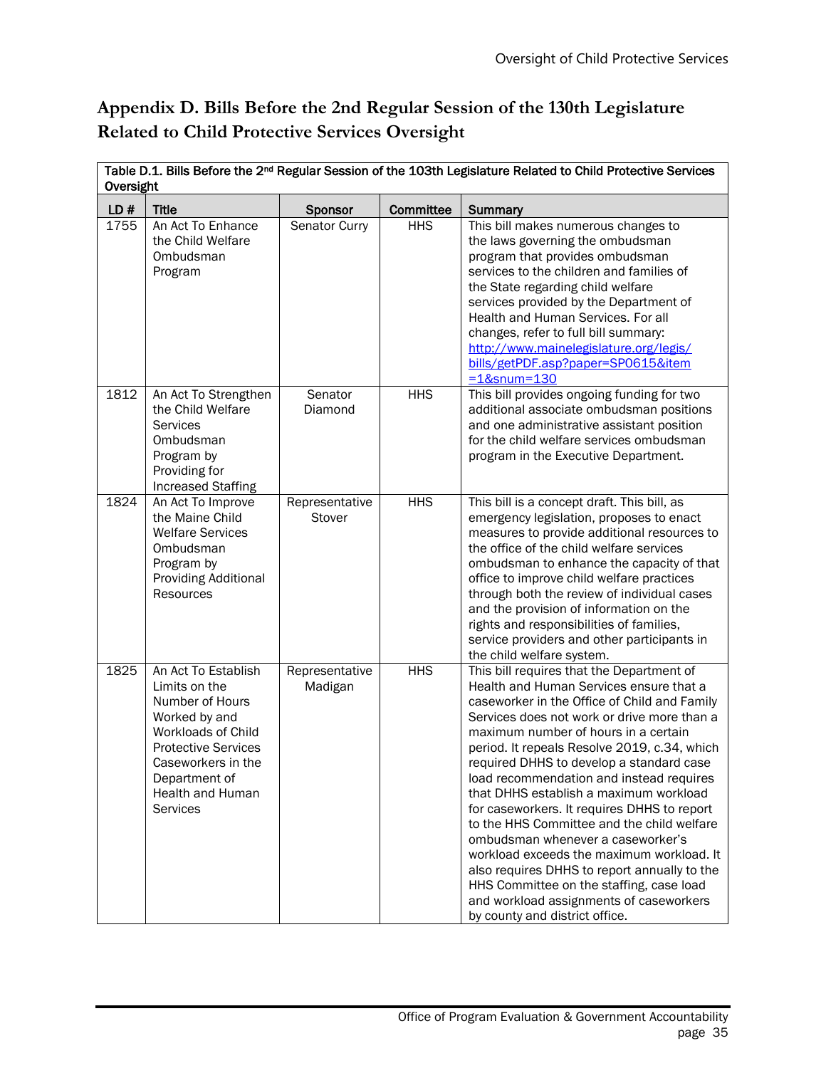## Appendix D. Bills Before the 2nd Regular Session of the 130th Legislature Related to Child Protective Services Oversight

Table D.1. Bills Before the 2nd Regular Session of the 103th Legislature Related to Child Protective Services Oversight

| LD # | Title | Sponsor | Committee | Summary |
|---|---|---|---|---|
| 1755 | An Act To Enhance the Child Welfare Ombudsman Program | Senator Curry | HHS | This bill makes numerous changes to the laws governing the ombudsman program that provides ombudsman services to the children and families of the State regarding child welfare services provided by the Department of Health and Human Services. For all changes, refer to full bill summary: http://www.mainelegislature.org/legis/bills/getPDF.asp?paper=SP0615&item=1&snum=130 |
| 1812 | An Act To Strengthen the Child Welfare Services Ombudsman Program by Providing for Increased Staffing | Senator Diamond | HHS | This bill provides ongoing funding for two additional associate ombudsman positions and one administrative assistant position for the child welfare services ombudsman program in the Executive Department. |
| 1824 | An Act To Improve the Maine Child Welfare Services Ombudsman Program by Providing Additional Resources | Representative Stover | HHS | This bill is a concept draft. This bill, as emergency legislation, proposes to enact measures to provide additional resources to the office of the child welfare services ombudsman to enhance the capacity of that office to improve child welfare practices through both the review of individual cases and the provision of information on the rights and responsibilities of families, service providers and other participants in the child welfare system. |
| 1825 | An Act To Establish Limits on the Number of Hours Worked by and Workloads of Child Protective Services Caseworkers in the Department of Health and Human Services | Representative Madigan | HHS | This bill requires that the Department of Health and Human Services ensure that a caseworker in the Office of Child and Family Services does not work or drive more than a maximum number of hours in a certain period. It repeals Resolve 2019, c.34, which required DHHS to develop a standard case load recommendation and instead requires that DHHS establish a maximum workload for caseworkers. It requires DHHS to report to the HHS Committee and the child welfare ombudsman whenever a caseworker's workload exceeds the maximum workload. It also requires DHHS to report annually to the HHS Committee on the staffing, case load and workload assignments of caseworkers by county and district office. |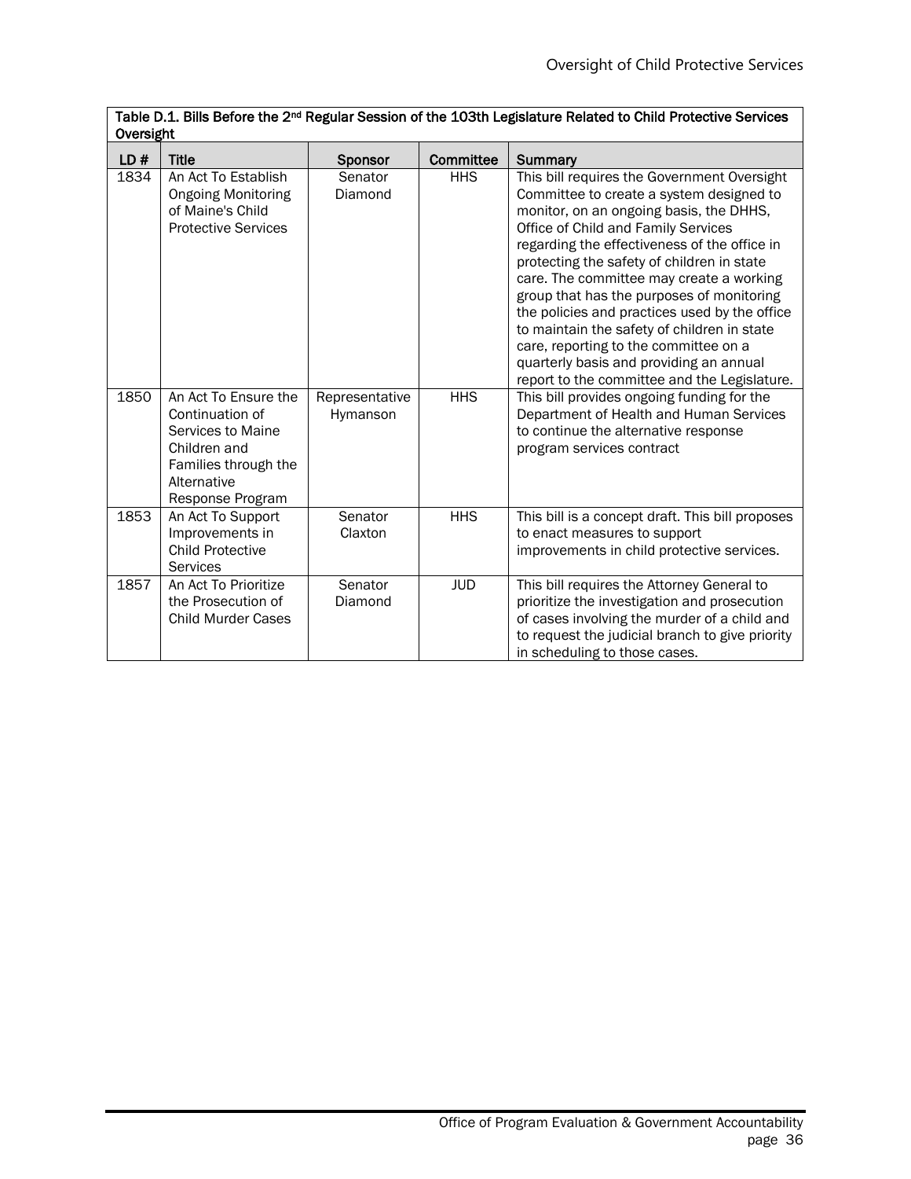**Table D.1. Bills Before the 2nd Regular Session of the 103th Legislature Related to Child Protective Services Oversight**

| LD # | Title | Sponsor | Committee | Summary |
|---|---|---|---|---|
| 1834 | An Act To Establish Ongoing Monitoring of Maine's Child Protective Services | Senator Diamond | HHS | This bill requires the Government Oversight Committee to create a system designed to monitor, on an ongoing basis, the DHHS, Office of Child and Family Services regarding the effectiveness of the office in protecting the safety of children in state care. The committee may create a working group that has the purposes of monitoring the policies and practices used by the office to maintain the safety of children in state care, reporting to the committee on a quarterly basis and providing an annual report to the committee and the Legislature. |
| 1850 | An Act To Ensure the Continuation of Services to Maine Children and Families through the Alternative Response Program | Representative Hymanson | HHS | This bill provides ongoing funding for the Department of Health and Human Services to continue the alternative response program services contract |
| 1853 | An Act To Support Improvements in Child Protective Services | Senator Claxton | HHS | This bill is a concept draft. This bill proposes to enact measures to support improvements in child protective services. |
| 1857 | An Act To Prioritize the Prosecution of Child Murder Cases | Senator Diamond | JUD | This bill requires the Attorney General to prioritize the investigation and prosecution of cases involving the murder of a child and to request the judicial branch to give priority in scheduling to those cases. |